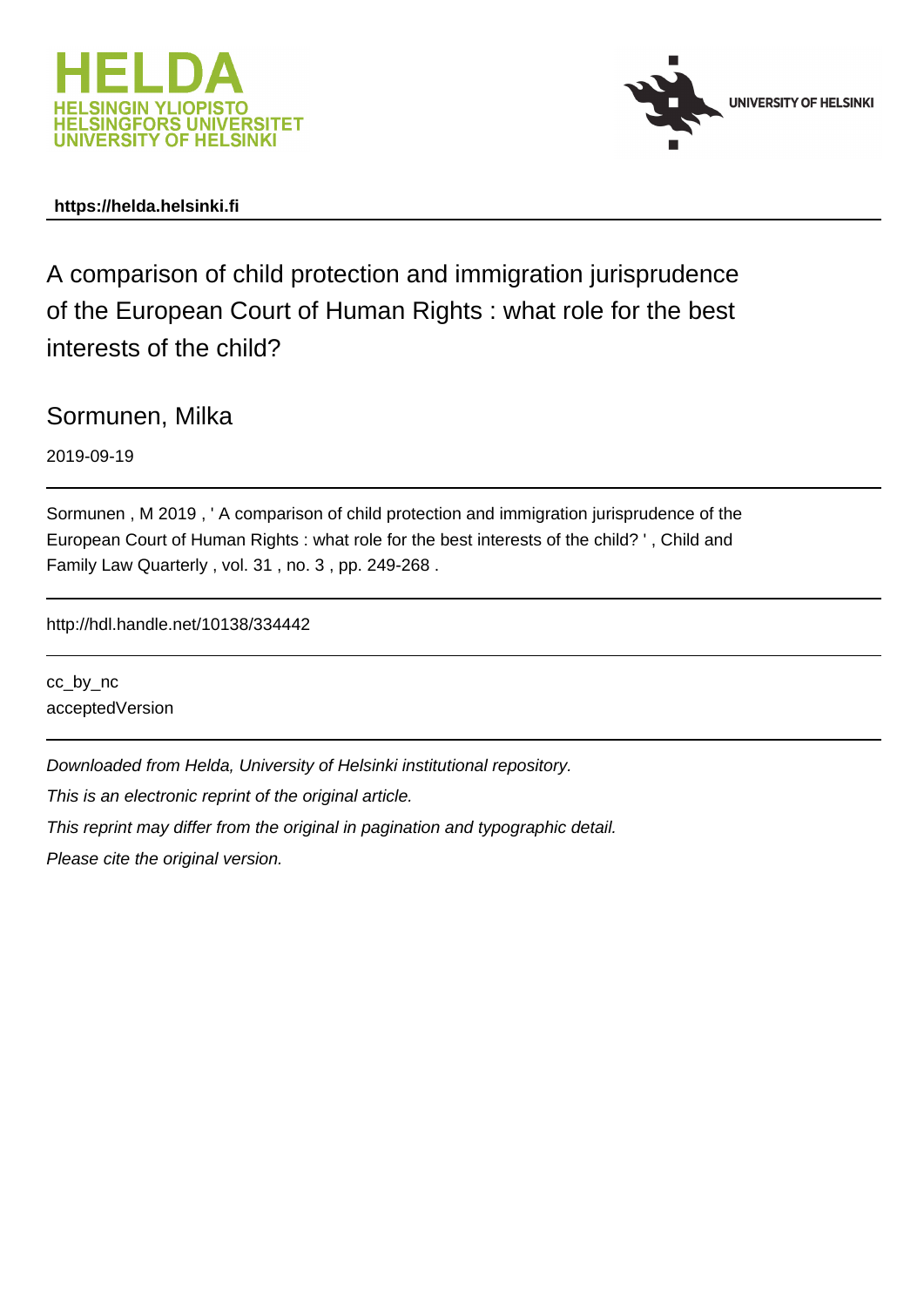**https://helda.helsinki.fi**

# A comparison of child protection and immigration jurisprudence of the European Court of Human Rights : what role for the best interests of the child?

Sormunen, Milka

2019-09-19

Sormunen , M 2019 , ' A comparison of child protection and immigration jurisprudence of the European Court of Human Rights : what role for the best interests of the child? ' , Child and Family Law Quarterly , vol. 31 , no. 3 , pp. 249-268 .

http://hdl.handle.net/10138/334442

cc_by_nc
acceptedVersion

*Downloaded from Helda, University of Helsinki institutional repository.*

*This is an electronic reprint of the original article.*

*This reprint may differ from the original in pagination and typographic detail.*

*Please cite the original version.*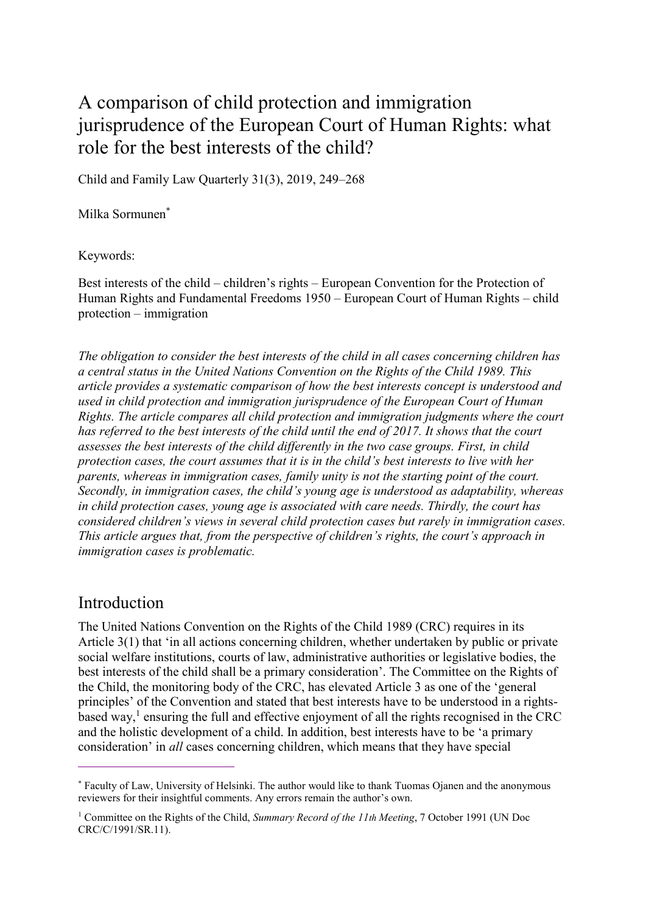# A comparison of child protection and immigration jurisprudence of the European Court of Human Rights: what role for the best interests of the child?

Child and Family Law Quarterly 31(3), 2019, 249–268

Milka Sormunen[*]

Keywords:

Best interests of the child – children's rights – European Convention for the Protection of Human Rights and Fundamental Freedoms 1950 – European Court of Human Rights – child protection – immigration

*The obligation to consider the best interests of the child in all cases concerning children has a central status in the United Nations Convention on the Rights of the Child 1989. This article provides a systematic comparison of how the best interests concept is understood and used in child protection and immigration jurisprudence of the European Court of Human Rights. The article compares all child protection and immigration judgments where the court has referred to the best interests of the child until the end of 2017. It shows that the court assesses the best interests of the child differently in the two case groups. First, in child protection cases, the court assumes that it is in the child's best interests to live with her parents, whereas in immigration cases, family unity is not the starting point of the court. Secondly, in immigration cases, the child's young age is understood as adaptability, whereas in child protection cases, young age is associated with care needs. Thirdly, the court has considered children's views in several child protection cases but rarely in immigration cases. This article argues that, from the perspective of children's rights, the court's approach in immigration cases is problematic.*

## Introduction

The United Nations Convention on the Rights of the Child 1989 (CRC) requires in its Article 3(1) that 'in all actions concerning children, whether undertaken by public or private social welfare institutions, courts of law, administrative authorities or legislative bodies, the best interests of the child shall be a primary consideration'. The Committee on the Rights of the Child, the monitoring body of the CRC, has elevated Article 3 as one of the 'general principles' of the Convention and stated that best interests have to be understood in a rights-based way,[1] ensuring the full and effective enjoyment of all the rights recognised in the CRC and the holistic development of a child. In addition, best interests have to be 'a primary consideration' in *all* cases concerning children, which means that they have special

---

[*] Faculty of Law, University of Helsinki. The author would like to thank Tuomas Ojanen and the anonymous reviewers for their insightful comments. Any errors remain the author's own.

[1] Committee on the Rights of the Child, *Summary Record of the 11th Meeting*, 7 October 1991 (UN Doc CRC/C/1991/SR.11).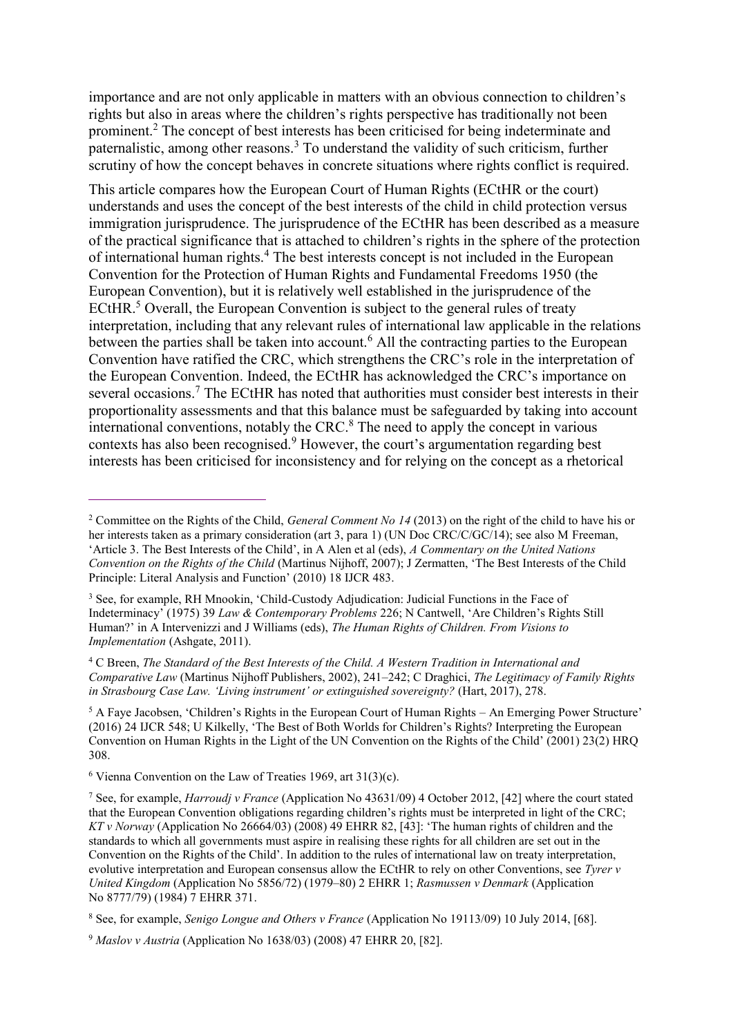importance and are not only applicable in matters with an obvious connection to children's rights but also in areas where the children's rights perspective has traditionally not been prominent.[2] The concept of best interests has been criticised for being indeterminate and paternalistic, among other reasons.[3] To understand the validity of such criticism, further scrutiny of how the concept behaves in concrete situations where rights conflict is required.

This article compares how the European Court of Human Rights (ECtHR or the court) understands and uses the concept of the best interests of the child in child protection versus immigration jurisprudence. The jurisprudence of the ECtHR has been described as a measure of the practical significance that is attached to children's rights in the sphere of the protection of international human rights.[4] The best interests concept is not included in the European Convention for the Protection of Human Rights and Fundamental Freedoms 1950 (the European Convention), but it is relatively well established in the jurisprudence of the ECtHR.[5] Overall, the European Convention is subject to the general rules of treaty interpretation, including that any relevant rules of international law applicable in the relations between the parties shall be taken into account.[6] All the contracting parties to the European Convention have ratified the CRC, which strengthens the CRC's role in the interpretation of the European Convention. Indeed, the ECtHR has acknowledged the CRC's importance on several occasions.[7] The ECtHR has noted that authorities must consider best interests in their proportionality assessments and that this balance must be safeguarded by taking into account international conventions, notably the CRC.[8] The need to apply the concept in various contexts has also been recognised.[9] However, the court's argumentation regarding best interests has been criticised for inconsistency and for relying on the concept as a rhetorical

---

[2] Committee on the Rights of the Child, *General Comment No 14* (2013) on the right of the child to have his or her interests taken as a primary consideration (art 3, para 1) (UN Doc CRC/C/GC/14); see also M Freeman, 'Article 3. The Best Interests of the Child', in A Alen et al (eds), *A Commentary on the United Nations Convention on the Rights of the Child* (Martinus Nijhoff, 2007); J Zermatten, 'The Best Interests of the Child Principle: Literal Analysis and Function' (2010) 18 IJCR 483.

[3] See, for example, RH Mnookin, 'Child-Custody Adjudication: Judicial Functions in the Face of Indeterminacy' (1975) 39 *Law & Contemporary Problems* 226; N Cantwell, 'Are Children's Rights Still Human?' in A Intervenizzi and J Williams (eds), *The Human Rights of Children. From Visions to Implementation* (Ashgate, 2011).

[4] C Breen, *The Standard of the Best Interests of the Child. A Western Tradition in International and Comparative Law* (Martinus Nijhoff Publishers, 2002), 241–242; C Draghici, *The Legitimacy of Family Rights in Strasbourg Case Law. 'Living instrument' or extinguished sovereignty?* (Hart, 2017), 278.

[5] A Faye Jacobsen, 'Children's Rights in the European Court of Human Rights – An Emerging Power Structure' (2016) 24 IJCR 548; U Kilkelly, 'The Best of Both Worlds for Children's Rights? Interpreting the European Convention on Human Rights in the Light of the UN Convention on the Rights of the Child' (2001) 23(2) HRQ 308.

[6] Vienna Convention on the Law of Treaties 1969, art 31(3)(c).

[7] See, for example, *Harroudj v France* (Application No 43631/09) 4 October 2012, [42] where the court stated that the European Convention obligations regarding children's rights must be interpreted in light of the CRC; *KT v Norway* (Application No 26664/03) (2008) 49 EHRR 82, [43]: 'The human rights of children and the standards to which all governments must aspire in realising these rights for all children are set out in the Convention on the Rights of the Child'. In addition to the rules of international law on treaty interpretation, evolutive interpretation and European consensus allow the ECtHR to rely on other Conventions, see *Tyrer v United Kingdom* (Application No 5856/72) (1979–80) 2 EHRR 1; *Rasmussen v Denmark* (Application No 8777/79) (1984) 7 EHRR 371.

[8] See, for example, *Senigo Longue and Others v France* (Application No 19113/09) 10 July 2014, [68].

[9] *Maslov v Austria* (Application No 1638/03) (2008) 47 EHRR 20, [82].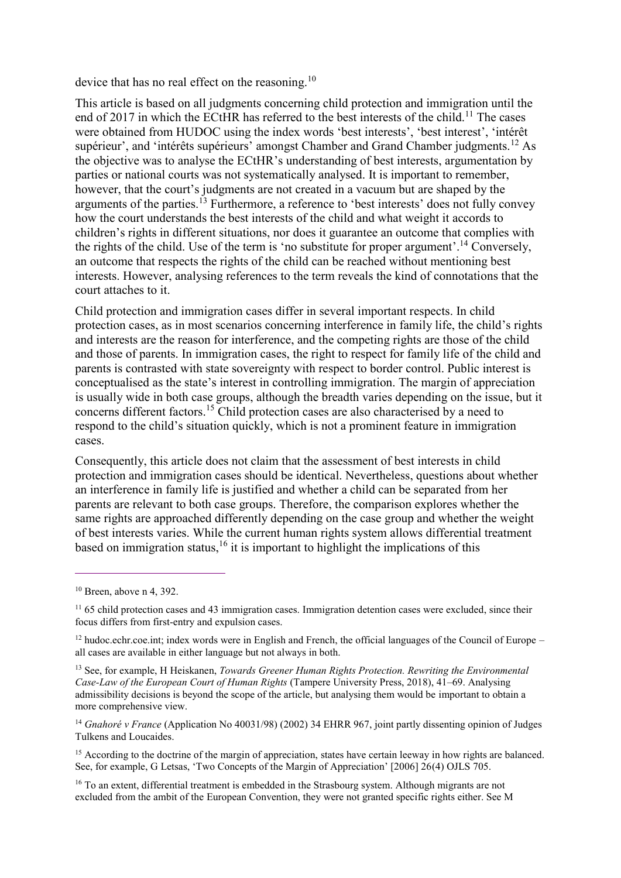device that has no real effect on the reasoning.[10]

This article is based on all judgments concerning child protection and immigration until the end of 2017 in which the ECtHR has referred to the best interests of the child.[11] The cases were obtained from HUDOC using the index words 'best interests', 'best interest', 'intérêt supérieur', and 'intérêts supérieurs' amongst Chamber and Grand Chamber judgments.[12] As the objective was to analyse the ECtHR's understanding of best interests, argumentation by parties or national courts was not systematically analysed. It is important to remember, however, that the court's judgments are not created in a vacuum but are shaped by the arguments of the parties.[13] Furthermore, a reference to 'best interests' does not fully convey how the court understands the best interests of the child and what weight it accords to children's rights in different situations, nor does it guarantee an outcome that complies with the rights of the child. Use of the term is 'no substitute for proper argument'.[14] Conversely, an outcome that respects the rights of the child can be reached without mentioning best interests. However, analysing references to the term reveals the kind of connotations that the court attaches to it.

Child protection and immigration cases differ in several important respects. In child protection cases, as in most scenarios concerning interference in family life, the child's rights and interests are the reason for interference, and the competing rights are those of the child and those of parents. In immigration cases, the right to respect for family life of the child and parents is contrasted with state sovereignty with respect to border control. Public interest is conceptualised as the state's interest in controlling immigration. The margin of appreciation is usually wide in both case groups, although the breadth varies depending on the issue, but it concerns different factors.[15] Child protection cases are also characterised by a need to respond to the child's situation quickly, which is not a prominent feature in immigration cases.

Consequently, this article does not claim that the assessment of best interests in child protection and immigration cases should be identical. Nevertheless, questions about whether an interference in family life is justified and whether a child can be separated from her parents are relevant to both case groups. Therefore, the comparison explores whether the same rights are approached differently depending on the case group and whether the weight of best interests varies. While the current human rights system allows differential treatment based on immigration status,[16] it is important to highlight the implications of this

---

[10] Breen, above n 4, 392.

[11] 65 child protection cases and 43 immigration cases. Immigration detention cases were excluded, since their focus differs from first-entry and expulsion cases.

[12] hudoc.echr.coe.int; index words were in English and French, the official languages of the Council of Europe – all cases are available in either language but not always in both.

[13] See, for example, H Heiskanen, *Towards Greener Human Rights Protection. Rewriting the Environmental Case-Law of the European Court of Human Rights* (Tampere University Press, 2018), 41–69. Analysing admissibility decisions is beyond the scope of the article, but analysing them would be important to obtain a more comprehensive view.

[14] *Gnahoré v France* (Application No 40031/98) (2002) 34 EHRR 967, joint partly dissenting opinion of Judges Tulkens and Loucaides.

[15] According to the doctrine of the margin of appreciation, states have certain leeway in how rights are balanced. See, for example, G Letsas, 'Two Concepts of the Margin of Appreciation' [2006] 26(4) OJLS 705.

[16] To an extent, differential treatment is embedded in the Strasbourg system. Although migrants are not excluded from the ambit of the European Convention, they were not granted specific rights either. See M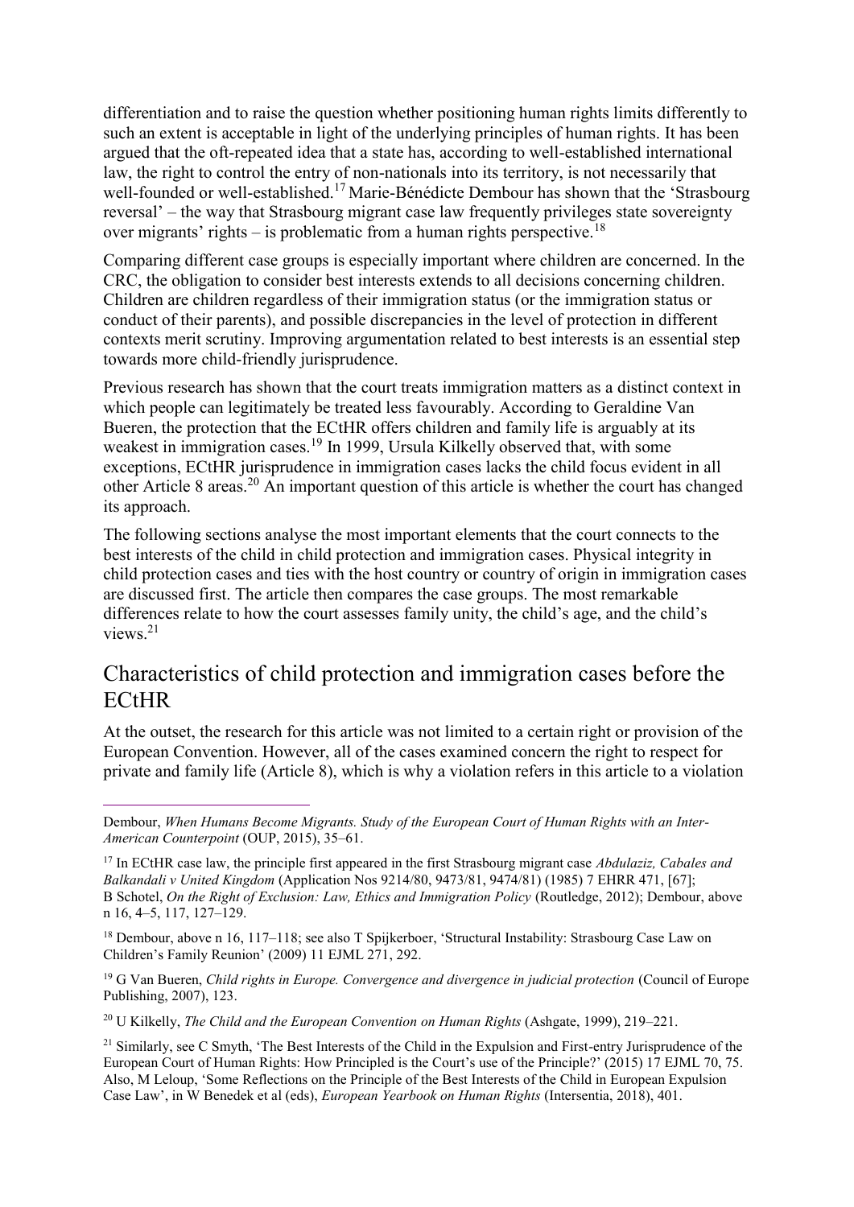differentiation and to raise the question whether positioning human rights limits differently to such an extent is acceptable in light of the underlying principles of human rights. It has been argued that the oft-repeated idea that a state has, according to well-established international law, the right to control the entry of non-nationals into its territory, is not necessarily that well-founded or well-established.[17] Marie-Bénédicte Dembour has shown that the 'Strasbourg reversal' – the way that Strasbourg migrant case law frequently privileges state sovereignty over migrants' rights – is problematic from a human rights perspective.[18]

Comparing different case groups is especially important where children are concerned. In the CRC, the obligation to consider best interests extends to all decisions concerning children. Children are children regardless of their immigration status (or the immigration status or conduct of their parents), and possible discrepancies in the level of protection in different contexts merit scrutiny. Improving argumentation related to best interests is an essential step towards more child-friendly jurisprudence.

Previous research has shown that the court treats immigration matters as a distinct context in which people can legitimately be treated less favourably. According to Geraldine Van Bueren, the protection that the ECtHR offers children and family life is arguably at its weakest in immigration cases.[19] In 1999, Ursula Kilkelly observed that, with some exceptions, ECtHR jurisprudence in immigration cases lacks the child focus evident in all other Article 8 areas.[20] An important question of this article is whether the court has changed its approach.

The following sections analyse the most important elements that the court connects to the best interests of the child in child protection and immigration cases. Physical integrity in child protection cases and ties with the host country or country of origin in immigration cases are discussed first. The article then compares the case groups. The most remarkable differences relate to how the court assesses family unity, the child's age, and the child's views.[21]

## Characteristics of child protection and immigration cases before the ECtHR

At the outset, the research for this article was not limited to a certain right or provision of the European Convention. However, all of the cases examined concern the right to respect for private and family life (Article 8), which is why a violation refers in this article to a violation

---

Dembour, *When Humans Become Migrants. Study of the European Court of Human Rights with an Inter-American Counterpoint* (OUP, 2015), 35–61.

[17] In ECtHR case law, the principle first appeared in the first Strasbourg migrant case *Abdulaziz, Cabales and Balkandali v United Kingdom* (Application Nos 9214/80, 9473/81, 9474/81) (1985) 7 EHRR 471, [67]; B Schotel, *On the Right of Exclusion: Law, Ethics and Immigration Policy* (Routledge, 2012); Dembour, above n 16, 4–5, 117, 127–129.

[18] Dembour, above n 16, 117–118; see also T Spijkerboer, 'Structural Instability: Strasbourg Case Law on Children's Family Reunion' (2009) 11 EJML 271, 292.

[19] G Van Bueren, *Child rights in Europe. Convergence and divergence in judicial protection* (Council of Europe Publishing, 2007), 123.

[20] U Kilkelly, *The Child and the European Convention on Human Rights* (Ashgate, 1999), 219–221.

[21] Similarly, see C Smyth, 'The Best Interests of the Child in the Expulsion and First-entry Jurisprudence of the European Court of Human Rights: How Principled is the Court's use of the Principle?' (2015) 17 EJML 70, 75. Also, M Leloup, 'Some Reflections on the Principle of the Best Interests of the Child in European Expulsion Case Law', in W Benedek et al (eds), *European Yearbook on Human Rights* (Intersentia, 2018), 401.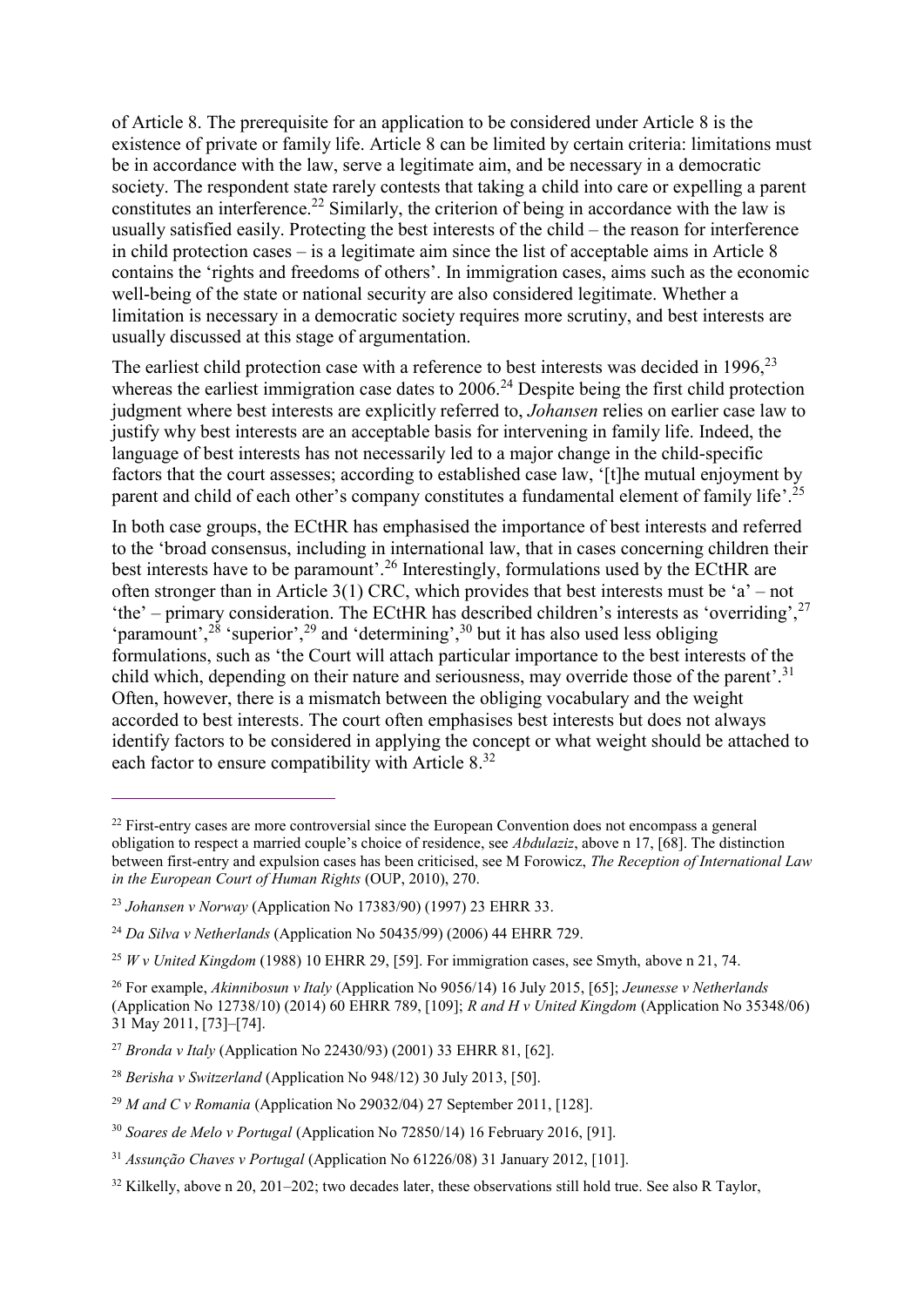of Article 8. The prerequisite for an application to be considered under Article 8 is the existence of private or family life. Article 8 can be limited by certain criteria: limitations must be in accordance with the law, serve a legitimate aim, and be necessary in a democratic society. The respondent state rarely contests that taking a child into care or expelling a parent constitutes an interference.[22] Similarly, the criterion of being in accordance with the law is usually satisfied easily. Protecting the best interests of the child – the reason for interference in child protection cases – is a legitimate aim since the list of acceptable aims in Article 8 contains the 'rights and freedoms of others'. In immigration cases, aims such as the economic well-being of the state or national security are also considered legitimate. Whether a limitation is necessary in a democratic society requires more scrutiny, and best interests are usually discussed at this stage of argumentation.

The earliest child protection case with a reference to best interests was decided in 1996,[23] whereas the earliest immigration case dates to 2006.[24] Despite being the first child protection judgment where best interests are explicitly referred to, *Johansen* relies on earlier case law to justify why best interests are an acceptable basis for intervening in family life. Indeed, the language of best interests has not necessarily led to a major change in the child-specific factors that the court assesses; according to established case law, '[t]he mutual enjoyment by parent and child of each other's company constitutes a fundamental element of family life'.[25]

In both case groups, the ECtHR has emphasised the importance of best interests and referred to the 'broad consensus, including in international law, that in cases concerning children their best interests have to be paramount'.[26] Interestingly, formulations used by the ECtHR are often stronger than in Article 3(1) CRC, which provides that best interests must be 'a' – not 'the' – primary consideration. The ECtHR has described children's interests as 'overriding',[27] 'paramount',[28] 'superior',[29] and 'determining',[30] but it has also used less obliging formulations, such as 'the Court will attach particular importance to the best interests of the child which, depending on their nature and seriousness, may override those of the parent'.[31] Often, however, there is a mismatch between the obliging vocabulary and the weight accorded to best interests. The court often emphasises best interests but does not always identify factors to be considered in applying the concept or what weight should be attached to each factor to ensure compatibility with Article 8.[32]

---

[22] First-entry cases are more controversial since the European Convention does not encompass a general obligation to respect a married couple's choice of residence, see *Abdulaziz*, above n 17, [68]. The distinction between first-entry and expulsion cases has been criticised, see M Forowicz, *The Reception of International Law in the European Court of Human Rights* (OUP, 2010), 270.

[23] *Johansen v Norway* (Application No 17383/90) (1997) 23 EHRR 33.

[24] *Da Silva v Netherlands* (Application No 50435/99) (2006) 44 EHRR 729.

[25] *W v United Kingdom* (1988) 10 EHRR 29, [59]. For immigration cases, see Smyth, above n 21, 74.

[26] For example, *Akinnibosun v Italy* (Application No 9056/14) 16 July 2015, [65]; *Jeunesse v Netherlands* (Application No 12738/10) (2014) 60 EHRR 789, [109]; *R and H v United Kingdom* (Application No 35348/06) 31 May 2011, [73]–[74].

[27] *Bronda v Italy* (Application No 22430/93) (2001) 33 EHRR 81, [62].

[28] *Berisha v Switzerland* (Application No 948/12) 30 July 2013, [50].

[29] *M and C v Romania* (Application No 29032/04) 27 September 2011, [128].

[30] *Soares de Melo v Portugal* (Application No 72850/14) 16 February 2016, [91].

[31] *Assunção Chaves v Portugal* (Application No 61226/08) 31 January 2012, [101].

[32] Kilkelly, above n 20, 201–202; two decades later, these observations still hold true. See also R Taylor,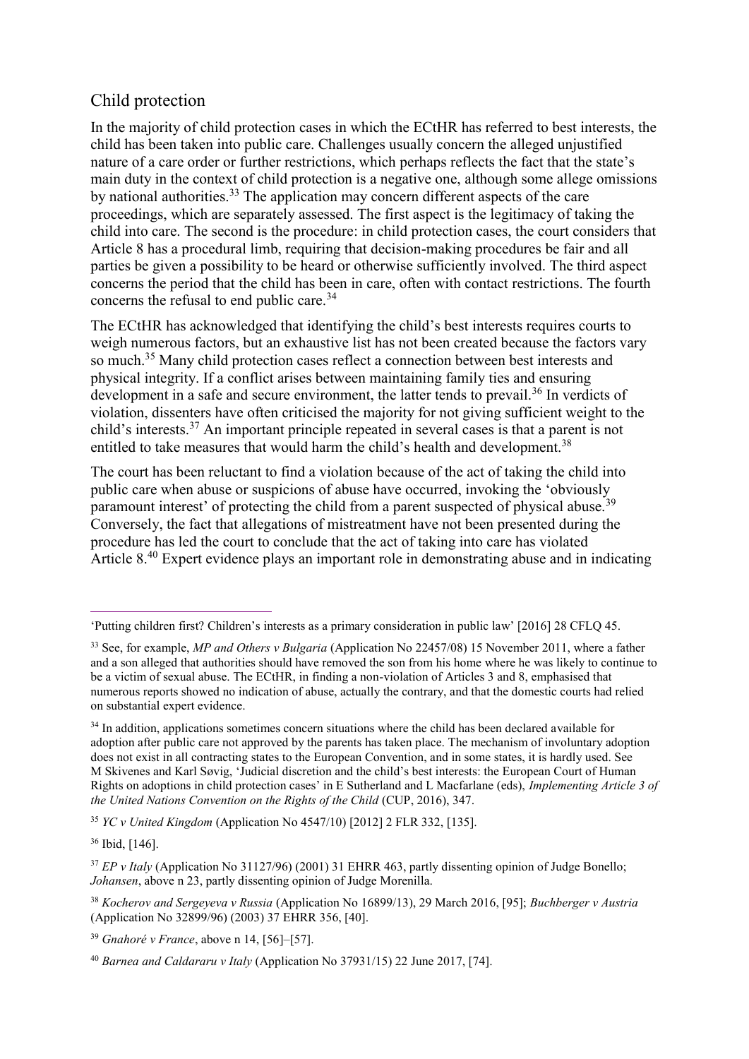## Child protection

In the majority of child protection cases in which the ECtHR has referred to best interests, the child has been taken into public care. Challenges usually concern the alleged unjustified nature of a care order or further restrictions, which perhaps reflects the fact that the state's main duty in the context of child protection is a negative one, although some allege omissions by national authorities.[33] The application may concern different aspects of the care proceedings, which are separately assessed. The first aspect is the legitimacy of taking the child into care. The second is the procedure: in child protection cases, the court considers that Article 8 has a procedural limb, requiring that decision-making procedures be fair and all parties be given a possibility to be heard or otherwise sufficiently involved. The third aspect concerns the period that the child has been in care, often with contact restrictions. The fourth concerns the refusal to end public care.[34]

The ECtHR has acknowledged that identifying the child's best interests requires courts to weigh numerous factors, but an exhaustive list has not been created because the factors vary so much.[35] Many child protection cases reflect a connection between best interests and physical integrity. If a conflict arises between maintaining family ties and ensuring development in a safe and secure environment, the latter tends to prevail.[36] In verdicts of violation, dissenters have often criticised the majority for not giving sufficient weight to the child's interests.[37] An important principle repeated in several cases is that a parent is not entitled to take measures that would harm the child's health and development.[38]

The court has been reluctant to find a violation because of the act of taking the child into public care when abuse or suspicions of abuse have occurred, invoking the 'obviously paramount interest' of protecting the child from a parent suspected of physical abuse.[39] Conversely, the fact that allegations of mistreatment have not been presented during the procedure has led the court to conclude that the act of taking into care has violated Article 8.[40] Expert evidence plays an important role in demonstrating abuse and in indicating

---

'Putting children first? Children's interests as a primary consideration in public law' [2016] 28 CFLQ 45.

[33] See, for example, *MP and Others v Bulgaria* (Application No 22457/08) 15 November 2011, where a father and a son alleged that authorities should have removed the son from his home where he was likely to continue to be a victim of sexual abuse. The ECtHR, in finding a non-violation of Articles 3 and 8, emphasised that numerous reports showed no indication of abuse, actually the contrary, and that the domestic courts had relied on substantial expert evidence.

[34] In addition, applications sometimes concern situations where the child has been declared available for adoption after public care not approved by the parents has taken place. The mechanism of involuntary adoption does not exist in all contracting states to the European Convention, and in some states, it is hardly used. See M Skivenes and Karl Søvig, 'Judicial discretion and the child's best interests: the European Court of Human Rights on adoptions in child protection cases' in E Sutherland and L Macfarlane (eds), *Implementing Article 3 of the United Nations Convention on the Rights of the Child* (CUP, 2016), 347.

[35] *YC v United Kingdom* (Application No 4547/10) [2012] 2 FLR 332, [135].

[36] Ibid, [146].

[37] *EP v Italy* (Application No 31127/96) (2001) 31 EHRR 463, partly dissenting opinion of Judge Bonello; *Johansen*, above n 23, partly dissenting opinion of Judge Morenilla.

[38] *Kocherov and Sergeyeva v Russia* (Application No 16899/13), 29 March 2016, [95]; *Buchberger v Austria* (Application No 32899/96) (2003) 37 EHRR 356, [40].

[39] *Gnahoré v France*, above n 14, [56]–[57].

[40] *Barnea and Caldararu v Italy* (Application No 37931/15) 22 June 2017, [74].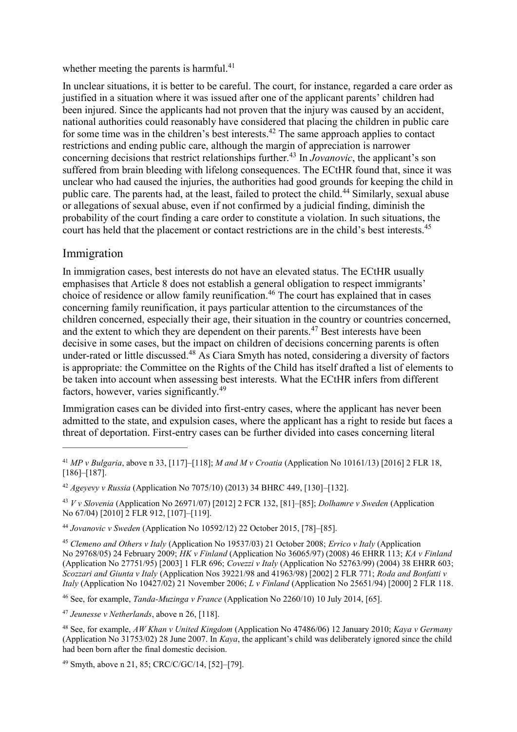whether meeting the parents is harmful.[41]

In unclear situations, it is better to be careful. The court, for instance, regarded a care order as justified in a situation where it was issued after one of the applicant parents' children had been injured. Since the applicants had not proven that the injury was caused by an accident, national authorities could reasonably have considered that placing the children in public care for some time was in the children's best interests.[42] The same approach applies to contact restrictions and ending public care, although the margin of appreciation is narrower concerning decisions that restrict relationships further.[43] In *Jovanovic*, the applicant's son suffered from brain bleeding with lifelong consequences. The ECtHR found that, since it was unclear who had caused the injuries, the authorities had good grounds for keeping the child in public care. The parents had, at the least, failed to protect the child.[44] Similarly, sexual abuse or allegations of sexual abuse, even if not confirmed by a judicial finding, diminish the probability of the court finding a care order to constitute a violation. In such situations, the court has held that the placement or contact restrictions are in the child's best interests.[45]

## Immigration

In immigration cases, best interests do not have an elevated status. The ECtHR usually emphasises that Article 8 does not establish a general obligation to respect immigrants' choice of residence or allow family reunification.[46] The court has explained that in cases concerning family reunification, it pays particular attention to the circumstances of the children concerned, especially their age, their situation in the country or countries concerned, and the extent to which they are dependent on their parents.[47] Best interests have been decisive in some cases, but the impact on children of decisions concerning parents is often under-rated or little discussed.[48] As Ciara Smyth has noted, considering a diversity of factors is appropriate: the Committee on the Rights of the Child has itself drafted a list of elements to be taken into account when assessing best interests. What the ECtHR infers from different factors, however, varies significantly.[49]

Immigration cases can be divided into first-entry cases, where the applicant has never been admitted to the state, and expulsion cases, where the applicant has a right to reside but faces a threat of deportation. First-entry cases can be further divided into cases concerning literal

---

[41] *MP v Bulgaria*, above n 33, [117]–[118]; *M and M v Croatia* (Application No 10161/13) [2016] 2 FLR 18, [186]–[187].

[42] *Ageyevy v Russia* (Application No 7075/10) (2013) 34 BHRC 449, [130]–[132].

[43] *V v Slovenia* (Application No 26971/07) [2012] 2 FCR 132, [81]–[85]; *Dolhamre v Sweden* (Application No 67/04) [2010] 2 FLR 912, [107]–[119].

[44] *Jovanovic v Sweden* (Application No 10592/12) 22 October 2015, [78]–[85].

[45] *Clemeno and Others v Italy* (Application No 19537/03) 21 October 2008; *Errico v Italy* (Application No 29768/05) 24 February 2009; *HK v Finland* (Application No 36065/97) (2008) 46 EHRR 113; *KA v Finland* (Application No 27751/95) [2003] 1 FLR 696; *Covezzi v Italy* (Application No 52763/99) (2004) 38 EHRR 603; *Scozzari and Giunta v Italy* (Application Nos 39221/98 and 41963/98) [2002] 2 FLR 771; *Roda and Bonfatti v Italy* (Application No 10427/02) 21 November 2006; *L v Finland* (Application No 25651/94) [2000] 2 FLR 118.

[46] See, for example, *Tanda-Muzinga v France* (Application No 2260/10) 10 July 2014, [65].

[47] *Jeunesse v Netherlands*, above n 26, [118].

[48] See, for example, *AW Khan v United Kingdom* (Application No 47486/06) 12 January 2010; *Kaya v Germany* (Application No 31753/02) 28 June 2007. In *Kaya*, the applicant's child was deliberately ignored since the child had been born after the final domestic decision.

[49] Smyth, above n 21, 85; CRC/C/GC/14, [52]–[79].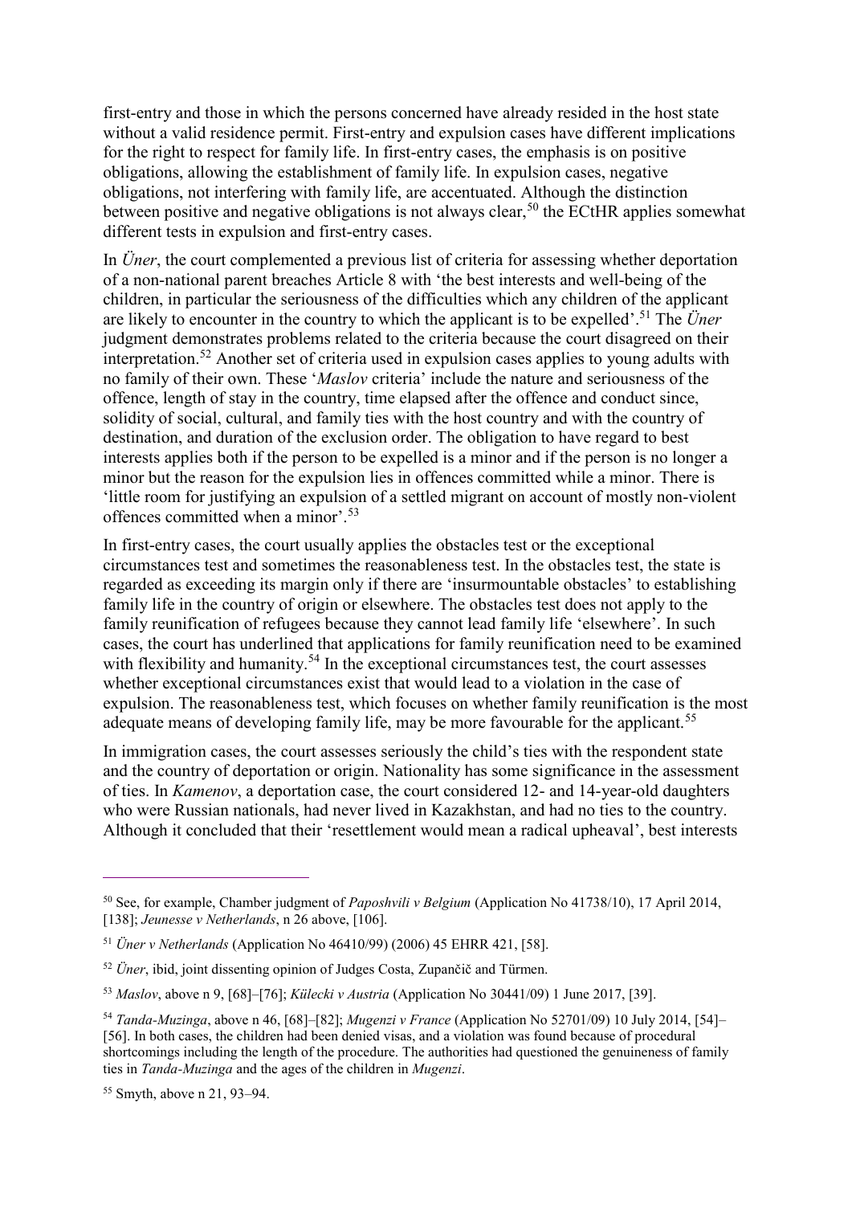first-entry and those in which the persons concerned have already resided in the host state without a valid residence permit. First-entry and expulsion cases have different implications for the right to respect for family life. In first-entry cases, the emphasis is on positive obligations, allowing the establishment of family life. In expulsion cases, negative obligations, not interfering with family life, are accentuated. Although the distinction between positive and negative obligations is not always clear,[50] the ECtHR applies somewhat different tests in expulsion and first-entry cases.

In *Üner*, the court complemented a previous list of criteria for assessing whether deportation of a non-national parent breaches Article 8 with 'the best interests and well-being of the children, in particular the seriousness of the difficulties which any children of the applicant are likely to encounter in the country to which the applicant is to be expelled'.[51] The *Üner* judgment demonstrates problems related to the criteria because the court disagreed on their interpretation.[52] Another set of criteria used in expulsion cases applies to young adults with no family of their own. These '*Maslov* criteria' include the nature and seriousness of the offence, length of stay in the country, time elapsed after the offence and conduct since, solidity of social, cultural, and family ties with the host country and with the country of destination, and duration of the exclusion order. The obligation to have regard to best interests applies both if the person to be expelled is a minor and if the person is no longer a minor but the reason for the expulsion lies in offences committed while a minor. There is 'little room for justifying an expulsion of a settled migrant on account of mostly non-violent offences committed when a minor'.[53]

In first-entry cases, the court usually applies the obstacles test or the exceptional circumstances test and sometimes the reasonableness test. In the obstacles test, the state is regarded as exceeding its margin only if there are 'insurmountable obstacles' to establishing family life in the country of origin or elsewhere. The obstacles test does not apply to the family reunification of refugees because they cannot lead family life 'elsewhere'. In such cases, the court has underlined that applications for family reunification need to be examined with flexibility and humanity.[54] In the exceptional circumstances test, the court assesses whether exceptional circumstances exist that would lead to a violation in the case of expulsion. The reasonableness test, which focuses on whether family reunification is the most adequate means of developing family life, may be more favourable for the applicant.[55]

In immigration cases, the court assesses seriously the child's ties with the respondent state and the country of deportation or origin. Nationality has some significance in the assessment of ties. In *Kamenov*, a deportation case, the court considered 12- and 14-year-old daughters who were Russian nationals, had never lived in Kazakhstan, and had no ties to the country. Although it concluded that their 'resettlement would mean a radical upheaval', best interests

---

[50] See, for example, Chamber judgment of *Paposhvili v Belgium* (Application No 41738/10), 17 April 2014, [138]; *Jeunesse v Netherlands*, n 26 above, [106].

[51] *Üner v Netherlands* (Application No 46410/99) (2006) 45 EHRR 421, [58].

[52] *Üner*, ibid, joint dissenting opinion of Judges Costa, Zupančič and Türmen.

[53] *Maslov*, above n 9, [68]–[76]; *Külecki v Austria* (Application No 30441/09) 1 June 2017, [39].

[54] *Tanda-Muzinga*, above n 46, [68]–[82]; *Mugenzi v France* (Application No 52701/09) 10 July 2014, [54]–[56]. In both cases, the children had been denied visas, and a violation was found because of procedural shortcomings including the length of the procedure. The authorities had questioned the genuineness of family ties in *Tanda-Muzinga* and the ages of the children in *Mugenzi*.

[55] Smyth, above n 21, 93–94.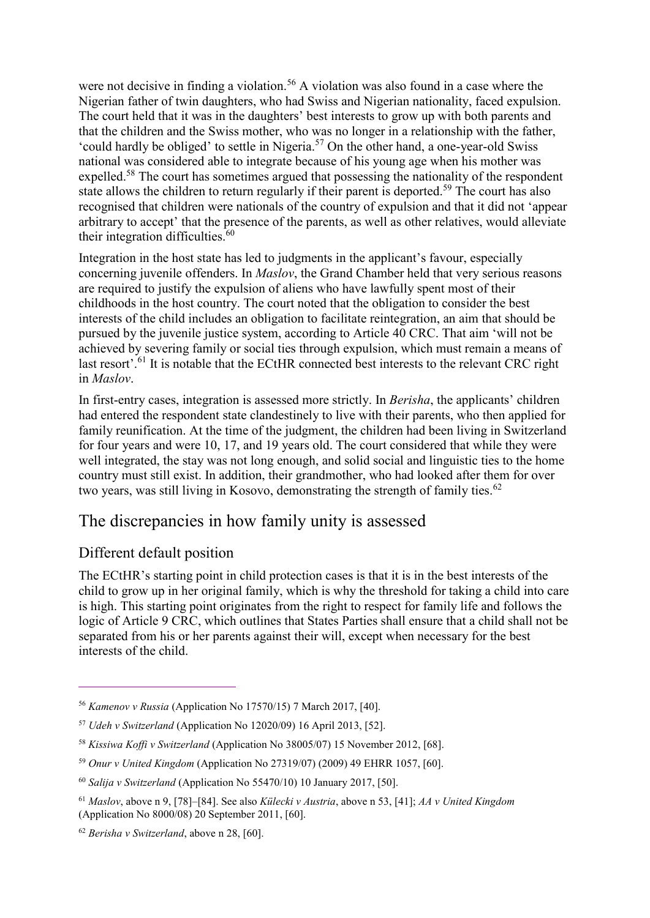were not decisive in finding a violation.[56] A violation was also found in a case where the Nigerian father of twin daughters, who had Swiss and Nigerian nationality, faced expulsion. The court held that it was in the daughters' best interests to grow up with both parents and that the children and the Swiss mother, who was no longer in a relationship with the father, 'could hardly be obliged' to settle in Nigeria.[57] On the other hand, a one-year-old Swiss national was considered able to integrate because of his young age when his mother was expelled.[58] The court has sometimes argued that possessing the nationality of the respondent state allows the children to return regularly if their parent is deported.[59] The court has also recognised that children were nationals of the country of expulsion and that it did not 'appear arbitrary to accept' that the presence of the parents, as well as other relatives, would alleviate their integration difficulties.[60]

Integration in the host state has led to judgments in the applicant's favour, especially concerning juvenile offenders. In *Maslov*, the Grand Chamber held that very serious reasons are required to justify the expulsion of aliens who have lawfully spent most of their childhoods in the host country. The court noted that the obligation to consider the best interests of the child includes an obligation to facilitate reintegration, an aim that should be pursued by the juvenile justice system, according to Article 40 CRC. That aim 'will not be achieved by severing family or social ties through expulsion, which must remain a means of last resort'.[61] It is notable that the ECtHR connected best interests to the relevant CRC right in *Maslov*.

In first-entry cases, integration is assessed more strictly. In *Berisha*, the applicants' children had entered the respondent state clandestinely to live with their parents, who then applied for family reunification. At the time of the judgment, the children had been living in Switzerland for four years and were 10, 17, and 19 years old. The court considered that while they were well integrated, the stay was not long enough, and solid social and linguistic ties to the home country must still exist. In addition, their grandmother, who had looked after them for over two years, was still living in Kosovo, demonstrating the strength of family ties.[62]

## The discrepancies in how family unity is assessed

### Different default position

The ECtHR's starting point in child protection cases is that it is in the best interests of the child to grow up in her original family, which is why the threshold for taking a child into care is high. This starting point originates from the right to respect for family life and follows the logic of Article 9 CRC, which outlines that States Parties shall ensure that a child shall not be separated from his or her parents against their will, except when necessary for the best interests of the child.

---

[56] *Kamenov v Russia* (Application No 17570/15) 7 March 2017, [40].

[57] *Udeh v Switzerland* (Application No 12020/09) 16 April 2013, [52].

[58] *Kissiwa Koffi v Switzerland* (Application No 38005/07) 15 November 2012, [68].

[59] *Onur v United Kingdom* (Application No 27319/07) (2009) 49 EHRR 1057, [60].

[60] *Salija v Switzerland* (Application No 55470/10) 10 January 2017, [50].

[61] *Maslov*, above n 9, [78]–[84]. See also *Külecki v Austria*, above n 53, [41]; *AA v United Kingdom* (Application No 8000/08) 20 September 2011, [60].

[62] *Berisha v Switzerland*, above n 28, [60].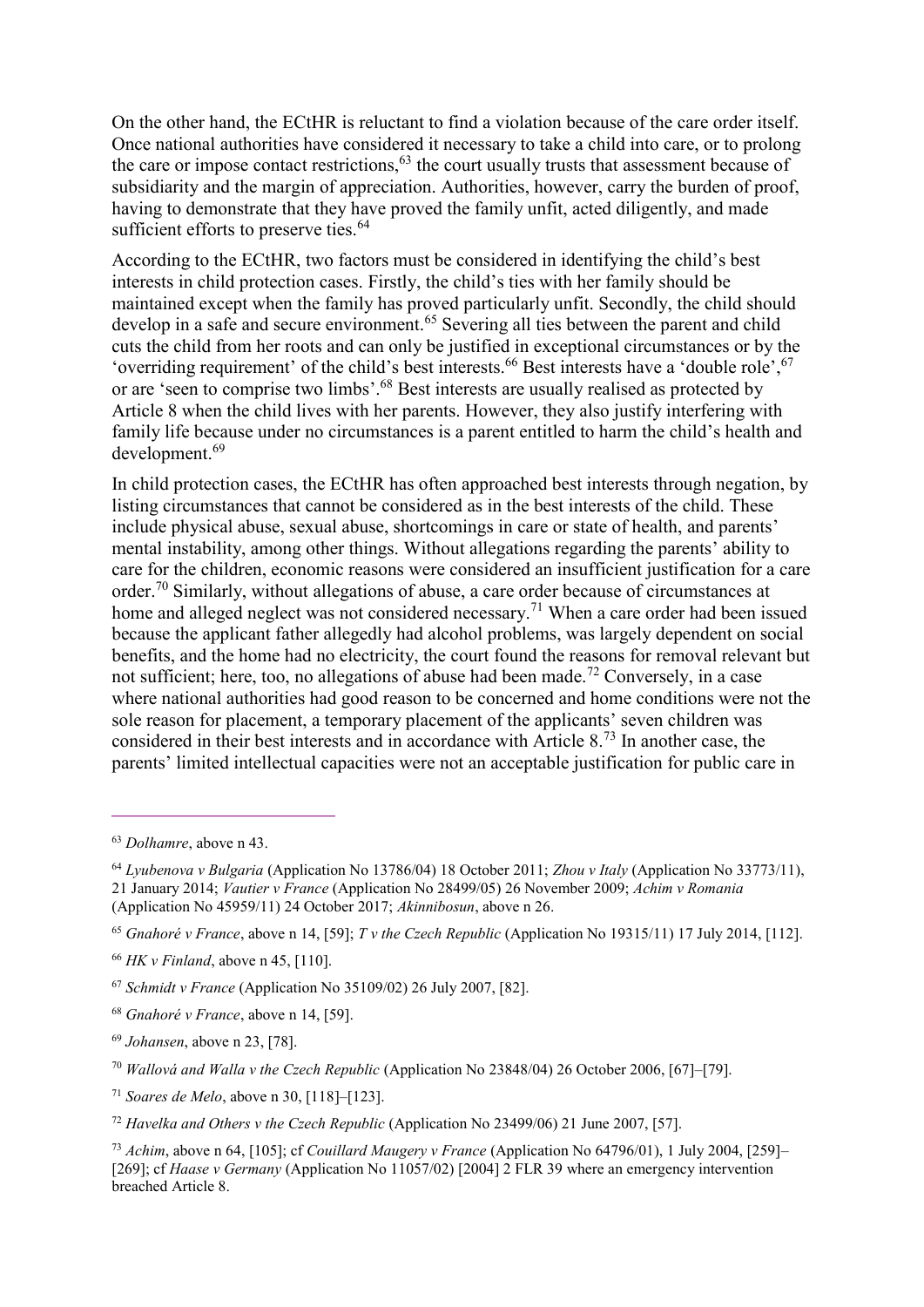On the other hand, the ECtHR is reluctant to find a violation because of the care order itself. Once national authorities have considered it necessary to take a child into care, or to prolong the care or impose contact restrictions,[63] the court usually trusts that assessment because of subsidiarity and the margin of appreciation. Authorities, however, carry the burden of proof, having to demonstrate that they have proved the family unfit, acted diligently, and made sufficient efforts to preserve ties.[64]

According to the ECtHR, two factors must be considered in identifying the child's best interests in child protection cases. Firstly, the child's ties with her family should be maintained except when the family has proved particularly unfit. Secondly, the child should develop in a safe and secure environment.[65] Severing all ties between the parent and child cuts the child from her roots and can only be justified in exceptional circumstances or by the 'overriding requirement' of the child's best interests.[66] Best interests have a 'double role',[67] or are 'seen to comprise two limbs'.[68] Best interests are usually realised as protected by Article 8 when the child lives with her parents. However, they also justify interfering with family life because under no circumstances is a parent entitled to harm the child's health and development.[69]

In child protection cases, the ECtHR has often approached best interests through negation, by listing circumstances that cannot be considered as in the best interests of the child. These include physical abuse, sexual abuse, shortcomings in care or state of health, and parents' mental instability, among other things. Without allegations regarding the parents' ability to care for the children, economic reasons were considered an insufficient justification for a care order.[70] Similarly, without allegations of abuse, a care order because of circumstances at home and alleged neglect was not considered necessary.[71] When a care order had been issued because the applicant father allegedly had alcohol problems, was largely dependent on social benefits, and the home had no electricity, the court found the reasons for removal relevant but not sufficient; here, too, no allegations of abuse had been made.[72] Conversely, in a case where national authorities had good reason to be concerned and home conditions were not the sole reason for placement, a temporary placement of the applicants' seven children was considered in their best interests and in accordance with Article 8.[73] In another case, the parents' limited intellectual capacities were not an acceptable justification for public care in

---

[63] *Dolhamre*, above n 43.

[64] *Lyubenova v Bulgaria* (Application No 13786/04) 18 October 2011; *Zhou v Italy* (Application No 33773/11), 21 January 2014; *Vautier v France* (Application No 28499/05) 26 November 2009; *Achim v Romania* (Application No 45959/11) 24 October 2017; *Akinnibosun*, above n 26.

[65] *Gnahoré v France*, above n 14, [59]; *T v the Czech Republic* (Application No 19315/11) 17 July 2014, [112].

[66] *HK v Finland*, above n 45, [110].

[67] *Schmidt v France* (Application No 35109/02) 26 July 2007, [82].

[68] *Gnahoré v France*, above n 14, [59].

[69] *Johansen*, above n 23, [78].

[70] *Wallová and Walla v the Czech Republic* (Application No 23848/04) 26 October 2006, [67]–[79].

[71] *Soares de Melo*, above n 30, [118]–[123].

[72] *Havelka and Others v the Czech Republic* (Application No 23499/06) 21 June 2007, [57].

[73] *Achim*, above n 64, [105]; cf *Couillard Maugery v France* (Application No 64796/01), 1 July 2004, [259]–[269]; cf *Haase v Germany* (Application No 11057/02) [2004] 2 FLR 39 where an emergency intervention breached Article 8.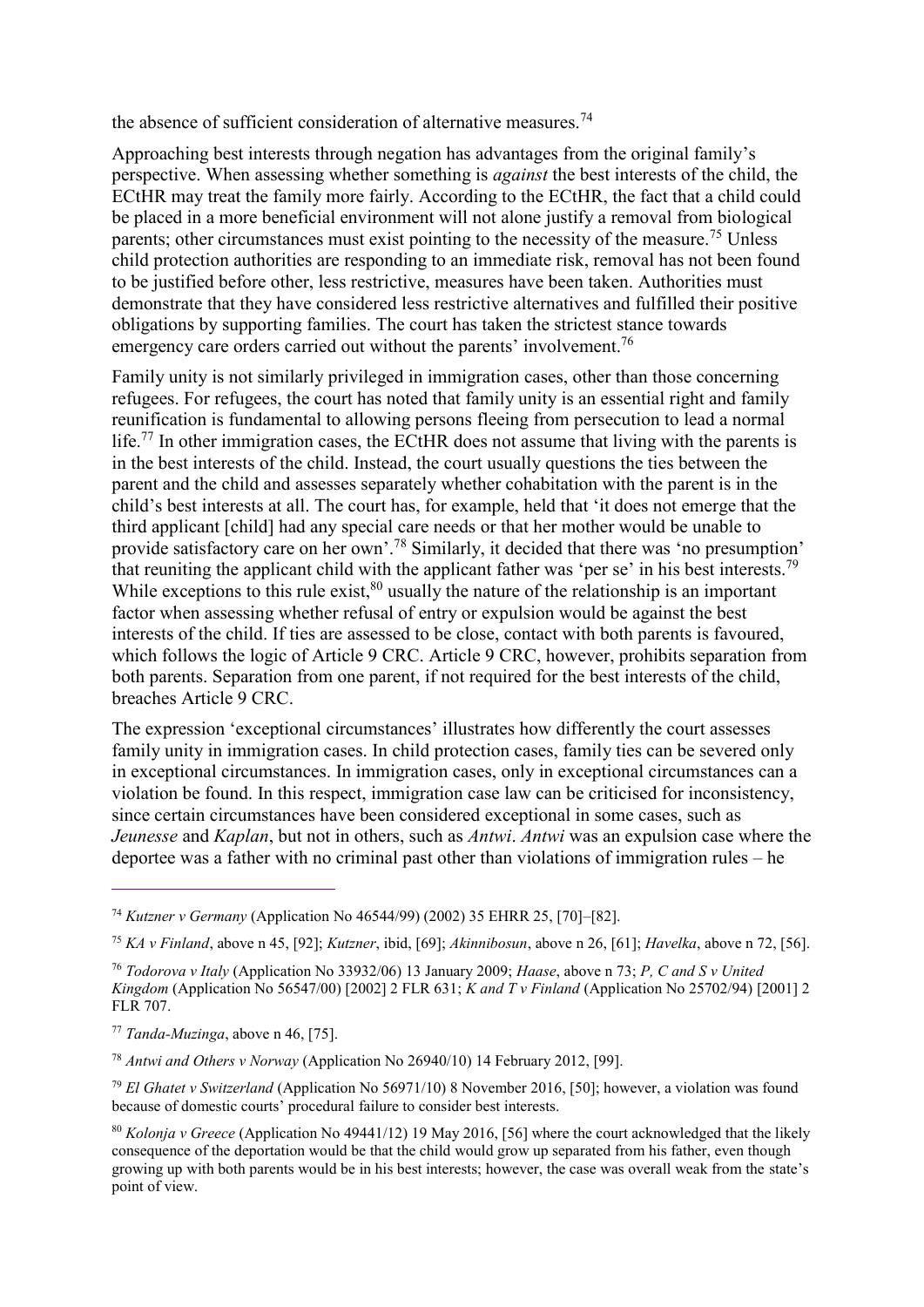the absence of sufficient consideration of alternative measures.[74]

Approaching best interests through negation has advantages from the original family's perspective. When assessing whether something is *against* the best interests of the child, the ECtHR may treat the family more fairly. According to the ECtHR, the fact that a child could be placed in a more beneficial environment will not alone justify a removal from biological parents; other circumstances must exist pointing to the necessity of the measure.[75] Unless child protection authorities are responding to an immediate risk, removal has not been found to be justified before other, less restrictive, measures have been taken. Authorities must demonstrate that they have considered less restrictive alternatives and fulfilled their positive obligations by supporting families. The court has taken the strictest stance towards emergency care orders carried out without the parents' involvement.[76]

Family unity is not similarly privileged in immigration cases, other than those concerning refugees. For refugees, the court has noted that family unity is an essential right and family reunification is fundamental to allowing persons fleeing from persecution to lead a normal life.[77] In other immigration cases, the ECtHR does not assume that living with the parents is in the best interests of the child. Instead, the court usually questions the ties between the parent and the child and assesses separately whether cohabitation with the parent is in the child's best interests at all. The court has, for example, held that 'it does not emerge that the third applicant [child] had any special care needs or that her mother would be unable to provide satisfactory care on her own'.[78] Similarly, it decided that there was 'no presumption' that reuniting the applicant child with the applicant father was 'per se' in his best interests.[79] While exceptions to this rule exist,[80] usually the nature of the relationship is an important factor when assessing whether refusal of entry or expulsion would be against the best interests of the child. If ties are assessed to be close, contact with both parents is favoured, which follows the logic of Article 9 CRC. Article 9 CRC, however, prohibits separation from both parents. Separation from one parent, if not required for the best interests of the child, breaches Article 9 CRC.

The expression 'exceptional circumstances' illustrates how differently the court assesses family unity in immigration cases. In child protection cases, family ties can be severed only in exceptional circumstances. In immigration cases, only in exceptional circumstances can a violation be found. In this respect, immigration case law can be criticised for inconsistency, since certain circumstances have been considered exceptional in some cases, such as *Jeunesse* and *Kaplan*, but not in others, such as *Antwi*. *Antwi* was an expulsion case where the deportee was a father with no criminal past other than violations of immigration rules – he

---

[74] *Kutzner v Germany* (Application No 46544/99) (2002) 35 EHRR 25, [70]–[82].

[75] *KA v Finland*, above n 45, [92]; *Kutzner*, ibid, [69]; *Akinnibosun*, above n 26, [61]; *Havelka*, above n 72, [56].

[76] *Todorova v Italy* (Application No 33932/06) 13 January 2009; *Haase*, above n 73; *P, C and S v United Kingdom* (Application No 56547/00) [2002] 2 FLR 631; *K and T v Finland* (Application No 25702/94) [2001] 2 FLR 707.

[77] *Tanda-Muzinga*, above n 46, [75].

[78] *Antwi and Others v Norway* (Application No 26940/10) 14 February 2012, [99].

[79] *El Ghatet v Switzerland* (Application No 56971/10) 8 November 2016, [50]; however, a violation was found because of domestic courts' procedural failure to consider best interests.

[80] *Kolonja v Greece* (Application No 49441/12) 19 May 2016, [56] where the court acknowledged that the likely consequence of the deportation would be that the child would grow up separated from his father, even though growing up with both parents would be in his best interests; however, the case was overall weak from the state's point of view.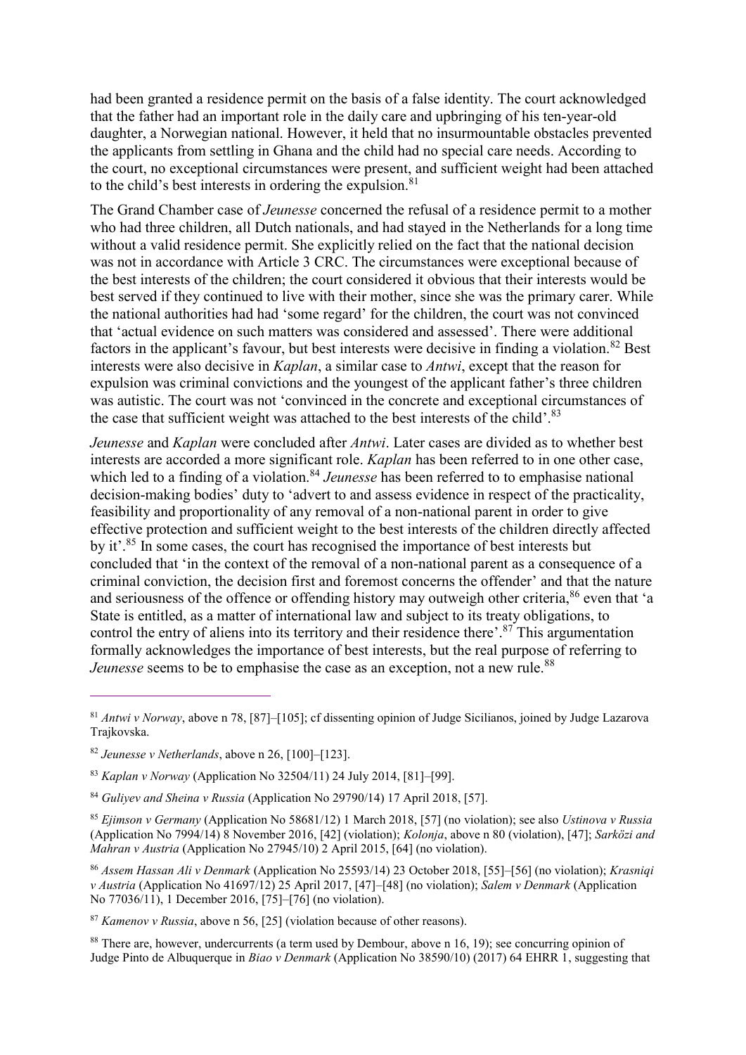had been granted a residence permit on the basis of a false identity. The court acknowledged that the father had an important role in the daily care and upbringing of his ten-year-old daughter, a Norwegian national. However, it held that no insurmountable obstacles prevented the applicants from settling in Ghana and the child had no special care needs. According to the court, no exceptional circumstances were present, and sufficient weight had been attached to the child's best interests in ordering the expulsion.[81]

The Grand Chamber case of *Jeunesse* concerned the refusal of a residence permit to a mother who had three children, all Dutch nationals, and had stayed in the Netherlands for a long time without a valid residence permit. She explicitly relied on the fact that the national decision was not in accordance with Article 3 CRC. The circumstances were exceptional because of the best interests of the children; the court considered it obvious that their interests would be best served if they continued to live with their mother, since she was the primary carer. While the national authorities had had 'some regard' for the children, the court was not convinced that 'actual evidence on such matters was considered and assessed'. There were additional factors in the applicant's favour, but best interests were decisive in finding a violation.[82] Best interests were also decisive in *Kaplan*, a similar case to *Antwi*, except that the reason for expulsion was criminal convictions and the youngest of the applicant father's three children was autistic. The court was not 'convinced in the concrete and exceptional circumstances of the case that sufficient weight was attached to the best interests of the child'.[83]

*Jeunesse* and *Kaplan* were concluded after *Antwi*. Later cases are divided as to whether best interests are accorded a more significant role. *Kaplan* has been referred to in one other case, which led to a finding of a violation.[84] *Jeunesse* has been referred to to emphasise national decision-making bodies' duty to 'advert to and assess evidence in respect of the practicality, feasibility and proportionality of any removal of a non-national parent in order to give effective protection and sufficient weight to the best interests of the children directly affected by it'.[85] In some cases, the court has recognised the importance of best interests but concluded that 'in the context of the removal of a non-national parent as a consequence of a criminal conviction, the decision first and foremost concerns the offender' and that the nature and seriousness of the offence or offending history may outweigh other criteria,[86] even that 'a State is entitled, as a matter of international law and subject to its treaty obligations, to control the entry of aliens into its territory and their residence there'.[87] This argumentation formally acknowledges the importance of best interests, but the real purpose of referring to *Jeunesse* seems to be to emphasise the case as an exception, not a new rule.[88]

---

[81] *Antwi v Norway*, above n 78, [87]–[105]; cf dissenting opinion of Judge Sicilianos, joined by Judge Lazarova Trajkovska.

[82] *Jeunesse v Netherlands*, above n 26, [100]–[123].

[83] *Kaplan v Norway* (Application No 32504/11) 24 July 2014, [81]–[99].

[84] *Guliyev and Sheina v Russia* (Application No 29790/14) 17 April 2018, [57].

[85] *Ejimson v Germany* (Application No 58681/12) 1 March 2018, [57] (no violation); see also *Ustinova v Russia* (Application No 7994/14) 8 November 2016, [42] (violation); *Kolonja*, above n 80 (violation), [47]; *Sarközi and Mahran v Austria* (Application No 27945/10) 2 April 2015, [64] (no violation).

[86] *Assem Hassan Ali v Denmark* (Application No 25593/14) 23 October 2018, [55]–[56] (no violation); *Krasniqi v Austria* (Application No 41697/12) 25 April 2017, [47]–[48] (no violation); *Salem v Denmark* (Application No 77036/11), 1 December 2016, [75]–[76] (no violation).

[87] *Kamenov v Russia*, above n 56, [25] (violation because of other reasons).

[88] There are, however, undercurrents (a term used by Dembour, above n 16, 19); see concurring opinion of Judge Pinto de Albuquerque in *Biao v Denmark* (Application No 38590/10) (2017) 64 EHRR 1, suggesting that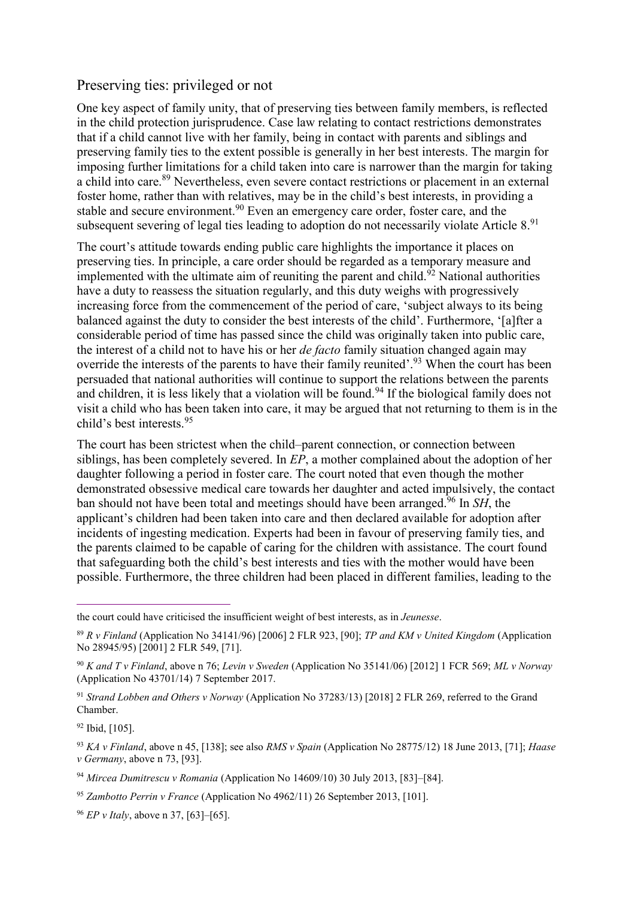## Preserving ties: privileged or not

One key aspect of family unity, that of preserving ties between family members, is reflected in the child protection jurisprudence. Case law relating to contact restrictions demonstrates that if a child cannot live with her family, being in contact with parents and siblings and preserving family ties to the extent possible is generally in her best interests. The margin for imposing further limitations for a child taken into care is narrower than the margin for taking a child into care.[89] Nevertheless, even severe contact restrictions or placement in an external foster home, rather than with relatives, may be in the child's best interests, in providing a stable and secure environment.[90] Even an emergency care order, foster care, and the subsequent severing of legal ties leading to adoption do not necessarily violate Article 8.[91]

The court's attitude towards ending public care highlights the importance it places on preserving ties. In principle, a care order should be regarded as a temporary measure and implemented with the ultimate aim of reuniting the parent and child.[92] National authorities have a duty to reassess the situation regularly, and this duty weighs with progressively increasing force from the commencement of the period of care, 'subject always to its being balanced against the duty to consider the best interests of the child'. Furthermore, '[a]fter a considerable period of time has passed since the child was originally taken into public care, the interest of a child not to have his or her *de facto* family situation changed again may override the interests of the parents to have their family reunited'.[93] When the court has been persuaded that national authorities will continue to support the relations between the parents and children, it is less likely that a violation will be found.[94] If the biological family does not visit a child who has been taken into care, it may be argued that not returning to them is in the child's best interests.[95]

The court has been strictest when the child–parent connection, or connection between siblings, has been completely severed. In *EP*, a mother complained about the adoption of her daughter following a period in foster care. The court noted that even though the mother demonstrated obsessive medical care towards her daughter and acted impulsively, the contact ban should not have been total and meetings should have been arranged.[96] In *SH*, the applicant's children had been taken into care and then declared available for adoption after incidents of ingesting medication. Experts had been in favour of preserving family ties, and the parents claimed to be capable of caring for the children with assistance. The court found that safeguarding both the child's best interests and ties with the mother would have been possible. Furthermore, the three children had been placed in different families, leading to the

---

the court could have criticised the insufficient weight of best interests, as in *Jeunesse*.

[89] *R v Finland* (Application No 34141/96) [2006] 2 FLR 923, [90]; *TP and KM v United Kingdom* (Application No 28945/95) [2001] 2 FLR 549, [71].

[90] *K and T v Finland*, above n 76; *Levin v Sweden* (Application No 35141/06) [2012] 1 FCR 569; *ML v Norway* (Application No 43701/14) 7 September 2017.

[91] *Strand Lobben and Others v Norway* (Application No 37283/13) [2018] 2 FLR 269, referred to the Grand Chamber.

[92] Ibid, [105].

[93] *KA v Finland*, above n 45, [138]; see also *RMS v Spain* (Application No 28775/12) 18 June 2013, [71]; *Haase v Germany*, above n 73, [93].

[94] *Mircea Dumitrescu v Romania* (Application No 14609/10) 30 July 2013, [83]–[84].

[95] *Zambotto Perrin v France* (Application No 4962/11) 26 September 2013, [101].

[96] *EP v Italy*, above n 37, [63]–[65].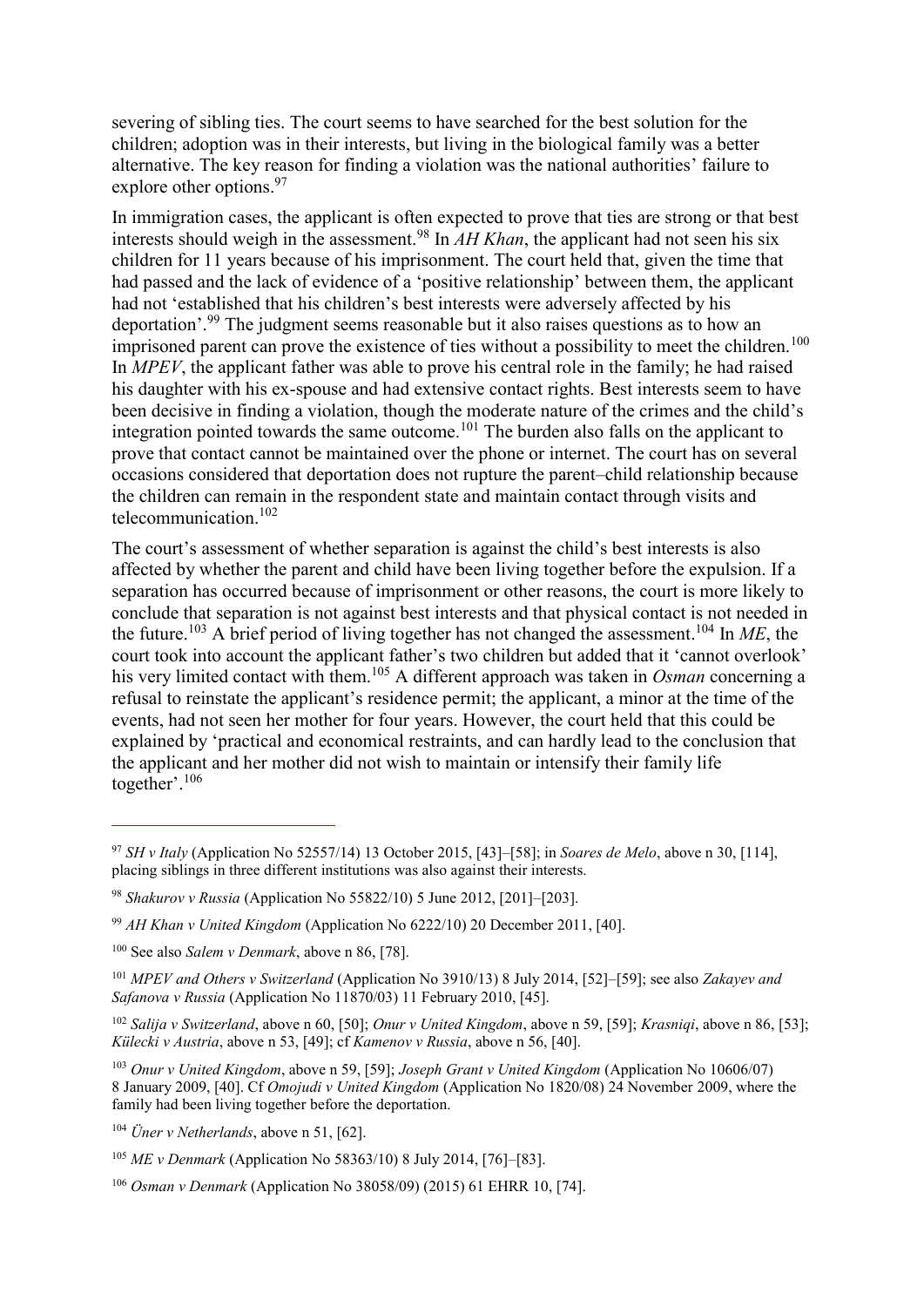severing of sibling ties. The court seems to have searched for the best solution for the children; adoption was in their interests, but living in the biological family was a better alternative. The key reason for finding a violation was the national authorities' failure to explore other options.[97]

In immigration cases, the applicant is often expected to prove that ties are strong or that best interests should weigh in the assessment.[98] In *AH Khan*, the applicant had not seen his six children for 11 years because of his imprisonment. The court held that, given the time that had passed and the lack of evidence of a 'positive relationship' between them, the applicant had not 'established that his children's best interests were adversely affected by his deportation'.[99] The judgment seems reasonable but it also raises questions as to how an imprisoned parent can prove the existence of ties without a possibility to meet the children.[100] In *MPEV*, the applicant father was able to prove his central role in the family; he had raised his daughter with his ex-spouse and had extensive contact rights. Best interests seem to have been decisive in finding a violation, though the moderate nature of the crimes and the child's integration pointed towards the same outcome.[101] The burden also falls on the applicant to prove that contact cannot be maintained over the phone or internet. The court has on several occasions considered that deportation does not rupture the parent–child relationship because the children can remain in the respondent state and maintain contact through visits and telecommunication.[102]

The court's assessment of whether separation is against the child's best interests is also affected by whether the parent and child have been living together before the expulsion. If a separation has occurred because of imprisonment or other reasons, the court is more likely to conclude that separation is not against best interests and that physical contact is not needed in the future.[103] A brief period of living together has not changed the assessment.[104] In *ME*, the court took into account the applicant father's two children but added that it 'cannot overlook' his very limited contact with them.[105] A different approach was taken in *Osman* concerning a refusal to reinstate the applicant's residence permit; the applicant, a minor at the time of the events, had not seen her mother for four years. However, the court held that this could be explained by 'practical and economical restraints, and can hardly lead to the conclusion that the applicant and her mother did not wish to maintain or intensify their family life together'.[106]

---

[97] *SH v Italy* (Application No 52557/14) 13 October 2015, [43]–[58]; in *Soares de Melo*, above n 30, [114], placing siblings in three different institutions was also against their interests.

[98] *Shakurov v Russia* (Application No 55822/10) 5 June 2012, [201]–[203].

[99] *AH Khan v United Kingdom* (Application No 6222/10) 20 December 2011, [40].

[100] See also *Salem v Denmark*, above n 86, [78].

[101] *MPEV and Others v Switzerland* (Application No 3910/13) 8 July 2014, [52]–[59]; see also *Zakayev and Safanova v Russia* (Application No 11870/03) 11 February 2010, [45].

[102] *Salija v Switzerland*, above n 60, [50]; *Onur v United Kingdom*, above n 59, [59]; *Krasniqi*, above n 86, [53]; *Külecki v Austria*, above n 53, [49]; cf *Kamenov v Russia*, above n 56, [40].

[103] *Onur v United Kingdom*, above n 59, [59]; *Joseph Grant v United Kingdom* (Application No 10606/07) 8 January 2009, [40]. Cf *Omojudi v United Kingdom* (Application No 1820/08) 24 November 2009, where the family had been living together before the deportation.

[104] *Üner v Netherlands*, above n 51, [62].

[105] *ME v Denmark* (Application No 58363/10) 8 July 2014, [76]–[83].

[106] *Osman v Denmark* (Application No 38058/09) (2015) 61 EHRR 10, [74].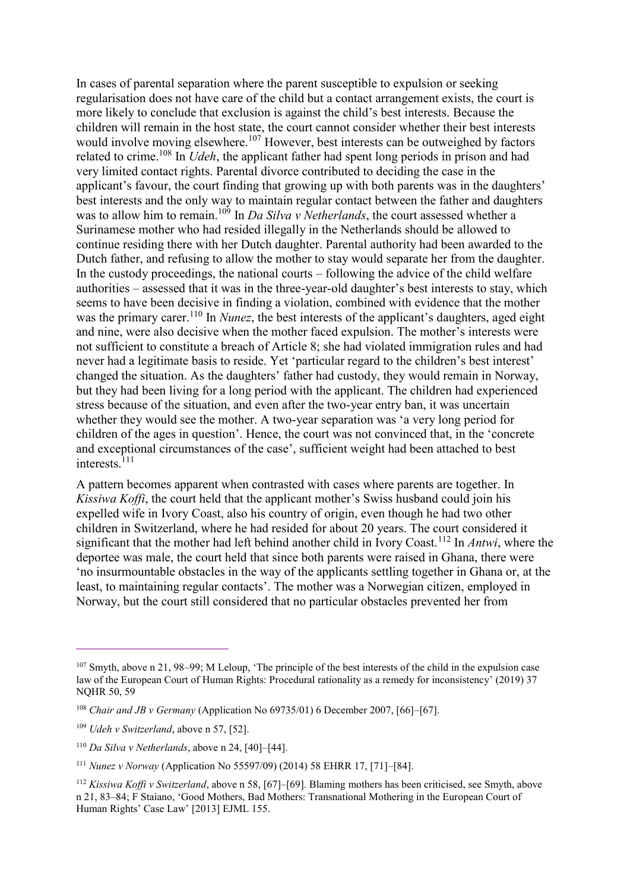In cases of parental separation where the parent susceptible to expulsion or seeking regularisation does not have care of the child but a contact arrangement exists, the court is more likely to conclude that exclusion is against the child's best interests. Because the children will remain in the host state, the court cannot consider whether their best interests would involve moving elsewhere.[107] However, best interests can be outweighed by factors related to crime.[108] In *Udeh*, the applicant father had spent long periods in prison and had very limited contact rights. Parental divorce contributed to deciding the case in the applicant's favour, the court finding that growing up with both parents was in the daughters' best interests and the only way to maintain regular contact between the father and daughters was to allow him to remain.[109] In *Da Silva v Netherlands*, the court assessed whether a Surinamese mother who had resided illegally in the Netherlands should be allowed to continue residing there with her Dutch daughter. Parental authority had been awarded to the Dutch father, and refusing to allow the mother to stay would separate her from the daughter. In the custody proceedings, the national courts – following the advice of the child welfare authorities – assessed that it was in the three-year-old daughter's best interests to stay, which seems to have been decisive in finding a violation, combined with evidence that the mother was the primary carer.[110] In *Nunez*, the best interests of the applicant's daughters, aged eight and nine, were also decisive when the mother faced expulsion. The mother's interests were not sufficient to constitute a breach of Article 8; she had violated immigration rules and had never had a legitimate basis to reside. Yet 'particular regard to the children's best interest' changed the situation. As the daughters' father had custody, they would remain in Norway, but they had been living for a long period with the applicant. The children had experienced stress because of the situation, and even after the two-year entry ban, it was uncertain whether they would see the mother. A two-year separation was 'a very long period for children of the ages in question'. Hence, the court was not convinced that, in the 'concrete and exceptional circumstances of the case', sufficient weight had been attached to best interests.[111]

A pattern becomes apparent when contrasted with cases where parents are together. In *Kissiwa Koffi*, the court held that the applicant mother's Swiss husband could join his expelled wife in Ivory Coast, also his country of origin, even though he had two other children in Switzerland, where he had resided for about 20 years. The court considered it significant that the mother had left behind another child in Ivory Coast.[112] In *Antwi*, where the deportee was male, the court held that since both parents were raised in Ghana, there were 'no insurmountable obstacles in the way of the applicants settling together in Ghana or, at the least, to maintaining regular contacts'. The mother was a Norwegian citizen, employed in Norway, but the court still considered that no particular obstacles prevented her from

---

[107] Smyth, above n 21, 98–99; M Leloup, 'The principle of the best interests of the child in the expulsion case law of the European Court of Human Rights: Procedural rationality as a remedy for inconsistency' (2019) 37 NQHR 50, 59

[108] *Chair and JB v Germany* (Application No 69735/01) 6 December 2007, [66]–[67].

[109] *Udeh v Switzerland*, above n 57, [52].

[110] *Da Silva v Netherlands*, above n 24, [40]–[44].

[111] *Nunez v Norway* (Application No 55597/09) (2014) 58 EHRR 17, [71]–[84].

[112] *Kissiwa Koffi v Switzerland*, above n 58, [67]–[69]. Blaming mothers has been criticised, see Smyth, above n 21, 83–84; F Staiano, 'Good Mothers, Bad Mothers: Transnational Mothering in the European Court of Human Rights' Case Law' [2013] EJML 155.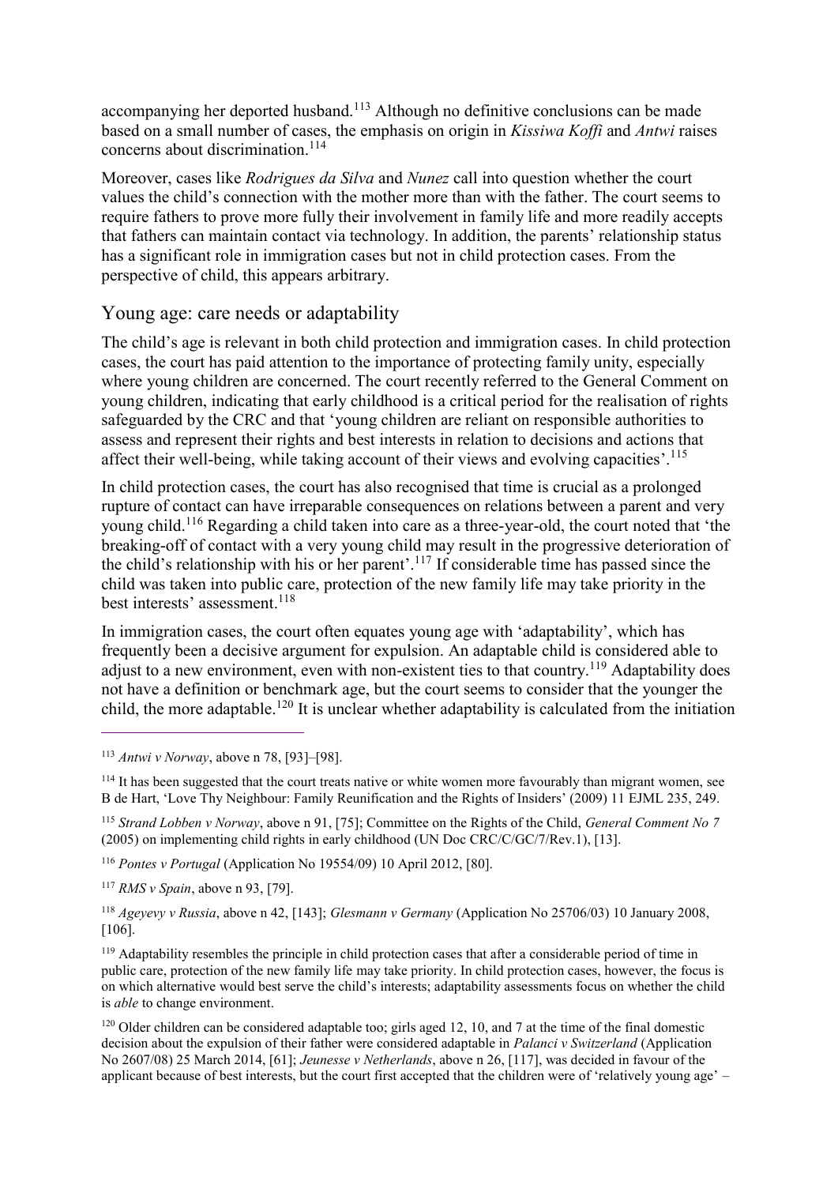accompanying her deported husband.[113] Although no definitive conclusions can be made based on a small number of cases, the emphasis on origin in *Kissiwa Koffi* and *Antwi* raises concerns about discrimination.[114]

Moreover, cases like *Rodrigues da Silva* and *Nunez* call into question whether the court values the child's connection with the mother more than with the father. The court seems to require fathers to prove more fully their involvement in family life and more readily accepts that fathers can maintain contact via technology. In addition, the parents' relationship status has a significant role in immigration cases but not in child protection cases. From the perspective of child, this appears arbitrary.

## Young age: care needs or adaptability

The child's age is relevant in both child protection and immigration cases. In child protection cases, the court has paid attention to the importance of protecting family unity, especially where young children are concerned. The court recently referred to the General Comment on young children, indicating that early childhood is a critical period for the realisation of rights safeguarded by the CRC and that 'young children are reliant on responsible authorities to assess and represent their rights and best interests in relation to decisions and actions that affect their well-being, while taking account of their views and evolving capacities'.[115]

In child protection cases, the court has also recognised that time is crucial as a prolonged rupture of contact can have irreparable consequences on relations between a parent and very young child.[116] Regarding a child taken into care as a three-year-old, the court noted that 'the breaking-off of contact with a very young child may result in the progressive deterioration of the child's relationship with his or her parent'.[117] If considerable time has passed since the child was taken into public care, protection of the new family life may take priority in the best interests' assessment.[118]

In immigration cases, the court often equates young age with 'adaptability', which has frequently been a decisive argument for expulsion. An adaptable child is considered able to adjust to a new environment, even with non-existent ties to that country.[119] Adaptability does not have a definition or benchmark age, but the court seems to consider that the younger the child, the more adaptable.[120] It is unclear whether adaptability is calculated from the initiation

---

[113] *Antwi v Norway*, above n 78, [93]–[98].

[114] It has been suggested that the court treats native or white women more favourably than migrant women, see B de Hart, 'Love Thy Neighbour: Family Reunification and the Rights of Insiders' (2009) 11 EJML 235, 249.

[115] *Strand Lobben v Norway*, above n 91, [75]; Committee on the Rights of the Child, *General Comment No 7* (2005) on implementing child rights in early childhood (UN Doc CRC/C/GC/7/Rev.1), [13].

[116] *Pontes v Portugal* (Application No 19554/09) 10 April 2012, [80].

[117] *RMS v Spain*, above n 93, [79].

[118] *Ageyevy v Russia*, above n 42, [143]; *Glesmann v Germany* (Application No 25706/03) 10 January 2008, [106].

[119] Adaptability resembles the principle in child protection cases that after a considerable period of time in public care, protection of the new family life may take priority. In child protection cases, however, the focus is on which alternative would best serve the child's interests; adaptability assessments focus on whether the child is *able* to change environment.

[120] Older children can be considered adaptable too; girls aged 12, 10, and 7 at the time of the final domestic decision about the expulsion of their father were considered adaptable in *Palanci v Switzerland* (Application No 2607/08) 25 March 2014, [61]; *Jeunesse v Netherlands*, above n 26, [117], was decided in favour of the applicant because of best interests, but the court first accepted that the children were of 'relatively young age' –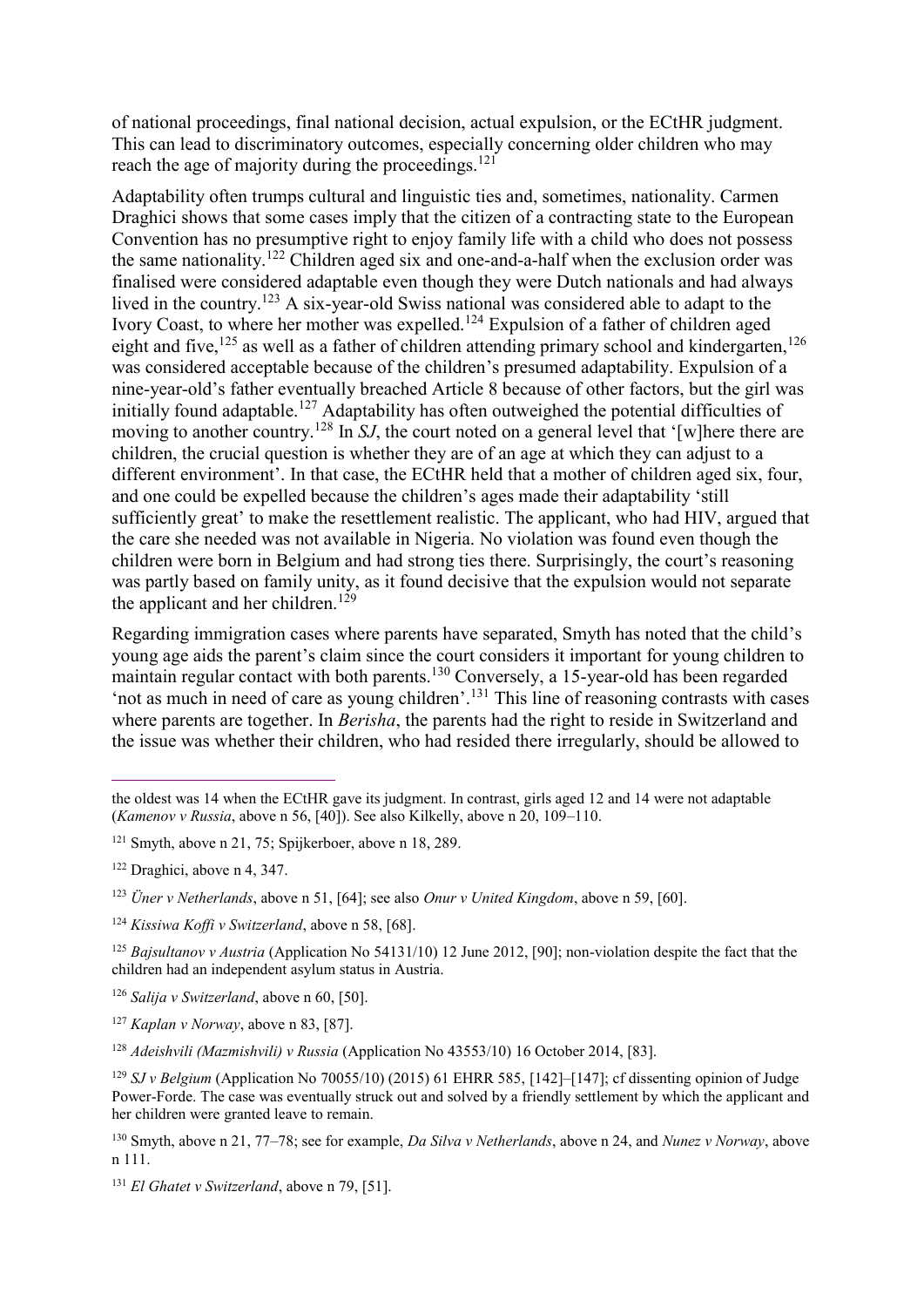of national proceedings, final national decision, actual expulsion, or the ECtHR judgment. This can lead to discriminatory outcomes, especially concerning older children who may reach the age of majority during the proceedings.[121]

Adaptability often trumps cultural and linguistic ties and, sometimes, nationality. Carmen Draghici shows that some cases imply that the citizen of a contracting state to the European Convention has no presumptive right to enjoy family life with a child who does not possess the same nationality.[122] Children aged six and one-and-a-half when the exclusion order was finalised were considered adaptable even though they were Dutch nationals and had always lived in the country.[123] A six-year-old Swiss national was considered able to adapt to the Ivory Coast, to where her mother was expelled.[124] Expulsion of a father of children aged eight and five,[125] as well as a father of children attending primary school and kindergarten,[126] was considered acceptable because of the children's presumed adaptability. Expulsion of a nine-year-old's father eventually breached Article 8 because of other factors, but the girl was initially found adaptable.[127] Adaptability has often outweighed the potential difficulties of moving to another country.[128] In *SJ*, the court noted on a general level that '[w]here there are children, the crucial question is whether they are of an age at which they can adjust to a different environment'. In that case, the ECtHR held that a mother of children aged six, four, and one could be expelled because the children's ages made their adaptability 'still sufficiently great' to make the resettlement realistic. The applicant, who had HIV, argued that the care she needed was not available in Nigeria. No violation was found even though the children were born in Belgium and had strong ties there. Surprisingly, the court's reasoning was partly based on family unity, as it found decisive that the expulsion would not separate the applicant and her children.[129]

Regarding immigration cases where parents have separated, Smyth has noted that the child's young age aids the parent's claim since the court considers it important for young children to maintain regular contact with both parents.[130] Conversely, a 15-year-old has been regarded 'not as much in need of care as young children'.[131] This line of reasoning contrasts with cases where parents are together. In *Berisha*, the parents had the right to reside in Switzerland and the issue was whether their children, who had resided there irregularly, should be allowed to

---

the oldest was 14 when the ECtHR gave its judgment. In contrast, girls aged 12 and 14 were not adaptable (*Kamenov v Russia*, above n 56, [40]). See also Kilkelly, above n 20, 109–110.

[121] Smyth, above n 21, 75; Spijkerboer, above n 18, 289.

[122] Draghici, above n 4, 347.

[123] *Üner v Netherlands*, above n 51, [64]; see also *Onur v United Kingdom*, above n 59, [60].

[124] *Kissiwa Koffi v Switzerland*, above n 58, [68].

[125] *Bajsultanov v Austria* (Application No 54131/10) 12 June 2012, [90]; non-violation despite the fact that the children had an independent asylum status in Austria.

[126] *Salija v Switzerland*, above n 60, [50].

[127] *Kaplan v Norway*, above n 83, [87].

[128] *Adeishvili (Mazmishvili) v Russia* (Application No 43553/10) 16 October 2014, [83].

[129] *SJ v Belgium* (Application No 70055/10) (2015) 61 EHRR 585, [142]–[147]; cf dissenting opinion of Judge Power-Forde. The case was eventually struck out and solved by a friendly settlement by which the applicant and her children were granted leave to remain.

[130] Smyth, above n 21, 77–78; see for example, *Da Silva v Netherlands*, above n 24, and *Nunez v Norway*, above n 111.

[131] *El Ghatet v Switzerland*, above n 79, [51].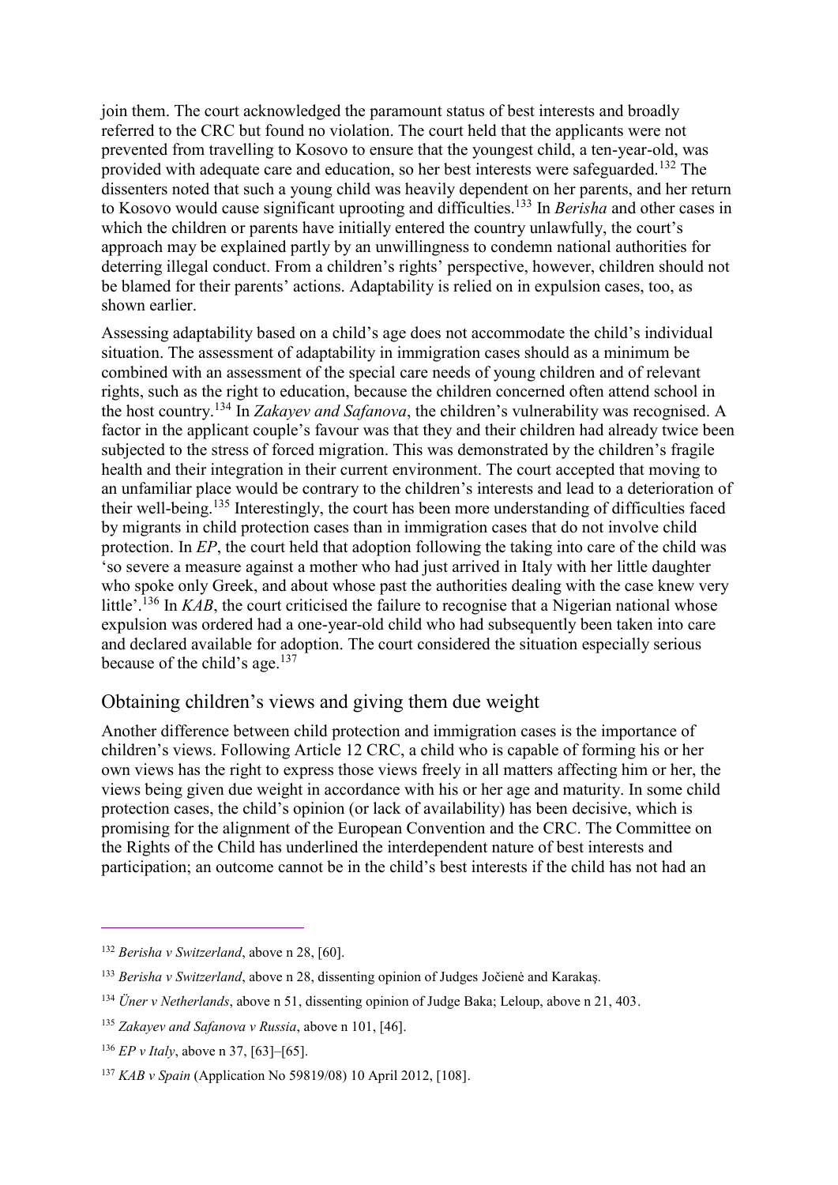join them. The court acknowledged the paramount status of best interests and broadly referred to the CRC but found no violation. The court held that the applicants were not prevented from travelling to Kosovo to ensure that the youngest child, a ten-year-old, was provided with adequate care and education, so her best interests were safeguarded.[132] The dissenters noted that such a young child was heavily dependent on her parents, and her return to Kosovo would cause significant uprooting and difficulties.[133] In *Berisha* and other cases in which the children or parents have initially entered the country unlawfully, the court's approach may be explained partly by an unwillingness to condemn national authorities for deterring illegal conduct. From a children's rights' perspective, however, children should not be blamed for their parents' actions. Adaptability is relied on in expulsion cases, too, as shown earlier.

Assessing adaptability based on a child's age does not accommodate the child's individual situation. The assessment of adaptability in immigration cases should as a minimum be combined with an assessment of the special care needs of young children and of relevant rights, such as the right to education, because the children concerned often attend school in the host country.[134] In *Zakayev and Safanova*, the children's vulnerability was recognised. A factor in the applicant couple's favour was that they and their children had already twice been subjected to the stress of forced migration. This was demonstrated by the children's fragile health and their integration in their current environment. The court accepted that moving to an unfamiliar place would be contrary to the children's interests and lead to a deterioration of their well-being.[135] Interestingly, the court has been more understanding of difficulties faced by migrants in child protection cases than in immigration cases that do not involve child protection. In *EP*, the court held that adoption following the taking into care of the child was 'so severe a measure against a mother who had just arrived in Italy with her little daughter who spoke only Greek, and about whose past the authorities dealing with the case knew very little'.[136] In *KAB*, the court criticised the failure to recognise that a Nigerian national whose expulsion was ordered had a one-year-old child who had subsequently been taken into care and declared available for adoption. The court considered the situation especially serious because of the child's age.[137]

## Obtaining children's views and giving them due weight

Another difference between child protection and immigration cases is the importance of children's views. Following Article 12 CRC, a child who is capable of forming his or her own views has the right to express those views freely in all matters affecting him or her, the views being given due weight in accordance with his or her age and maturity. In some child protection cases, the child's opinion (or lack of availability) has been decisive, which is promising for the alignment of the European Convention and the CRC. The Committee on the Rights of the Child has underlined the interdependent nature of best interests and participation; an outcome cannot be in the child's best interests if the child has not had an

---

[132] *Berisha v Switzerland*, above n 28, [60].

[133] *Berisha v Switzerland*, above n 28, dissenting opinion of Judges Jočienė and Karakaş.

[134] *Üner v Netherlands*, above n 51, dissenting opinion of Judge Baka; Leloup, above n 21, 403.

[135] *Zakayev and Safanova v Russia*, above n 101, [46].

[136] *EP v Italy*, above n 37, [63]–[65].

[137] *KAB v Spain* (Application No 59819/08) 10 April 2012, [108].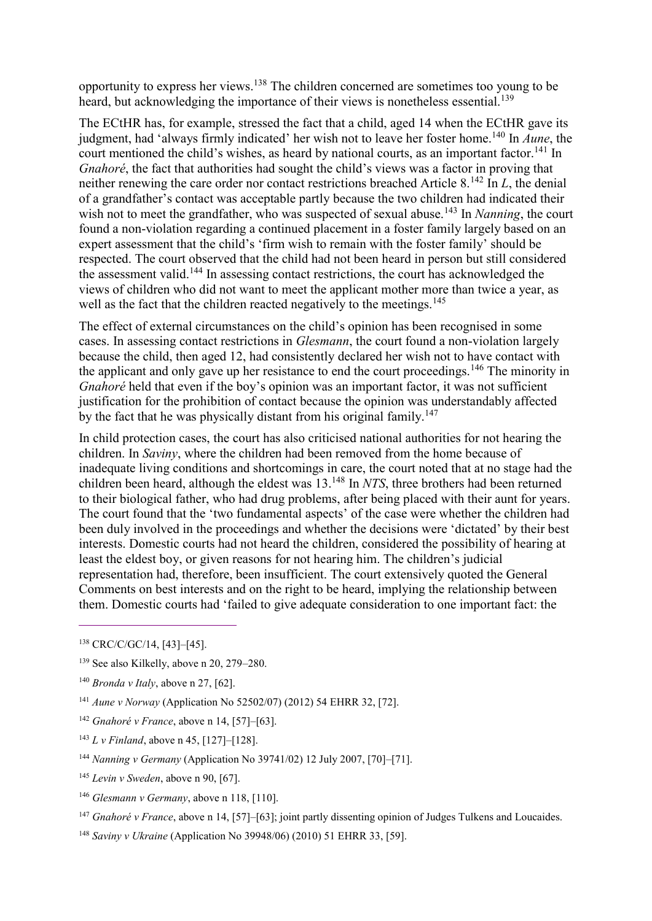opportunity to express her views.[138] The children concerned are sometimes too young to be heard, but acknowledging the importance of their views is nonetheless essential.[139]

The ECtHR has, for example, stressed the fact that a child, aged 14 when the ECtHR gave its judgment, had 'always firmly indicated' her wish not to leave her foster home.[140] In *Aune*, the court mentioned the child's wishes, as heard by national courts, as an important factor.[141] In *Gnahoré*, the fact that authorities had sought the child's views was a factor in proving that neither renewing the care order nor contact restrictions breached Article 8.[142] In *L*, the denial of a grandfather's contact was acceptable partly because the two children had indicated their wish not to meet the grandfather, who was suspected of sexual abuse.[143] In *Nanning*, the court found a non-violation regarding a continued placement in a foster family largely based on an expert assessment that the child's 'firm wish to remain with the foster family' should be respected. The court observed that the child had not been heard in person but still considered the assessment valid.[144] In assessing contact restrictions, the court has acknowledged the views of children who did not want to meet the applicant mother more than twice a year, as well as the fact that the children reacted negatively to the meetings.[145]

The effect of external circumstances on the child's opinion has been recognised in some cases. In assessing contact restrictions in *Glesmann*, the court found a non-violation largely because the child, then aged 12, had consistently declared her wish not to have contact with the applicant and only gave up her resistance to end the court proceedings.[146] The minority in *Gnahoré* held that even if the boy's opinion was an important factor, it was not sufficient justification for the prohibition of contact because the opinion was understandably affected by the fact that he was physically distant from his original family.[147]

In child protection cases, the court has also criticised national authorities for not hearing the children. In *Saviny*, where the children had been removed from the home because of inadequate living conditions and shortcomings in care, the court noted that at no stage had the children been heard, although the eldest was 13.[148] In *NTS*, three brothers had been returned to their biological father, who had drug problems, after being placed with their aunt for years. The court found that the 'two fundamental aspects' of the case were whether the children had been duly involved in the proceedings and whether the decisions were 'dictated' by their best interests. Domestic courts had not heard the children, considered the possibility of hearing at least the eldest boy, or given reasons for not hearing him. The children's judicial representation had, therefore, been insufficient. The court extensively quoted the General Comments on best interests and on the right to be heard, implying the relationship between them. Domestic courts had 'failed to give adequate consideration to one important fact: the

---

[138] CRC/C/GC/14, [43]–[45].

[139] See also Kilkelly, above n 20, 279–280.

[140] *Bronda v Italy*, above n 27, [62].

[141] *Aune v Norway* (Application No 52502/07) (2012) 54 EHRR 32, [72].

[142] *Gnahoré v France*, above n 14, [57]–[63].

[143] *L v Finland*, above n 45, [127]–[128].

[144] *Nanning v Germany* (Application No 39741/02) 12 July 2007, [70]–[71].

[145] *Levin v Sweden*, above n 90, [67].

[146] *Glesmann v Germany*, above n 118, [110].

[147] *Gnahoré v France*, above n 14, [57]–[63]; joint partly dissenting opinion of Judges Tulkens and Loucaides.

[148] *Saviny v Ukraine* (Application No 39948/06) (2010) 51 EHRR 33, [59].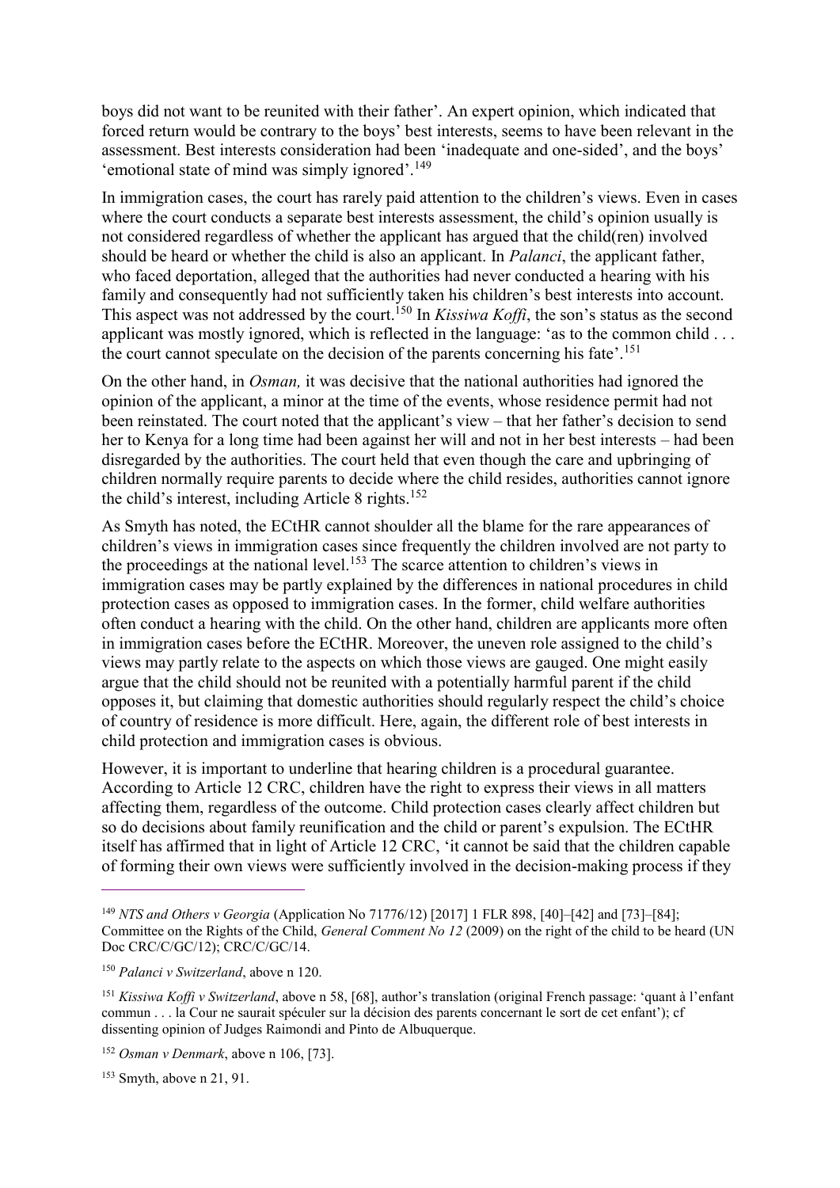boys did not want to be reunited with their father'. An expert opinion, which indicated that forced return would be contrary to the boys' best interests, seems to have been relevant in the assessment. Best interests consideration had been 'inadequate and one-sided', and the boys' 'emotional state of mind was simply ignored'.[149]

In immigration cases, the court has rarely paid attention to the children's views. Even in cases where the court conducts a separate best interests assessment, the child's opinion usually is not considered regardless of whether the applicant has argued that the child(ren) involved should be heard or whether the child is also an applicant. In *Palanci*, the applicant father, who faced deportation, alleged that the authorities had never conducted a hearing with his family and consequently had not sufficiently taken his children's best interests into account. This aspect was not addressed by the court.[150] In *Kissiwa Koffi*, the son's status as the second applicant was mostly ignored, which is reflected in the language: 'as to the common child . . . the court cannot speculate on the decision of the parents concerning his fate'.[151]

On the other hand, in *Osman,* it was decisive that the national authorities had ignored the opinion of the applicant, a minor at the time of the events, whose residence permit had not been reinstated. The court noted that the applicant's view – that her father's decision to send her to Kenya for a long time had been against her will and not in her best interests – had been disregarded by the authorities. The court held that even though the care and upbringing of children normally require parents to decide where the child resides, authorities cannot ignore the child's interest, including Article 8 rights.[152]

As Smyth has noted, the ECtHR cannot shoulder all the blame for the rare appearances of children's views in immigration cases since frequently the children involved are not party to the proceedings at the national level.[153] The scarce attention to children's views in immigration cases may be partly explained by the differences in national procedures in child protection cases as opposed to immigration cases. In the former, child welfare authorities often conduct a hearing with the child. On the other hand, children are applicants more often in immigration cases before the ECtHR. Moreover, the uneven role assigned to the child's views may partly relate to the aspects on which those views are gauged. One might easily argue that the child should not be reunited with a potentially harmful parent if the child opposes it, but claiming that domestic authorities should regularly respect the child's choice of country of residence is more difficult. Here, again, the different role of best interests in child protection and immigration cases is obvious.

However, it is important to underline that hearing children is a procedural guarantee. According to Article 12 CRC, children have the right to express their views in all matters affecting them, regardless of the outcome. Child protection cases clearly affect children but so do decisions about family reunification and the child or parent's expulsion. The ECtHR itself has affirmed that in light of Article 12 CRC, 'it cannot be said that the children capable of forming their own views were sufficiently involved in the decision-making process if they

---

[149] *NTS and Others v Georgia* (Application No 71776/12) [2017] 1 FLR 898, [40]–[42] and [73]–[84]; Committee on the Rights of the Child, *General Comment No 12* (2009) on the right of the child to be heard (UN Doc CRC/C/GC/12); CRC/C/GC/14.

[150] *Palanci v Switzerland*, above n 120.

[151] *Kissiwa Koffi v Switzerland*, above n 58, [68], author's translation (original French passage: 'quant à l'enfant commun . . . la Cour ne saurait spéculer sur la décision des parents concernant le sort de cet enfant'); cf dissenting opinion of Judges Raimondi and Pinto de Albuquerque.

[152] *Osman v Denmark*, above n 106, [73].

[153] Smyth, above n 21, 91.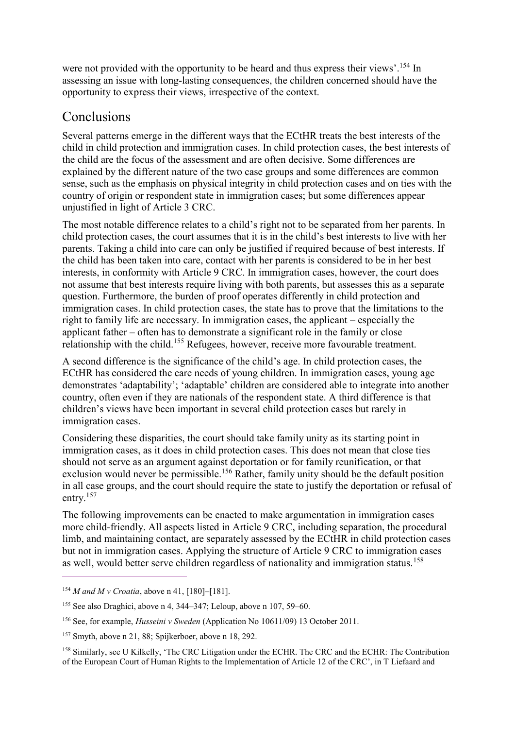were not provided with the opportunity to be heard and thus express their views'.[154] In assessing an issue with long-lasting consequences, the children concerned should have the opportunity to express their views, irrespective of the context.

## Conclusions

Several patterns emerge in the different ways that the ECtHR treats the best interests of the child in child protection and immigration cases. In child protection cases, the best interests of the child are the focus of the assessment and are often decisive. Some differences are explained by the different nature of the two case groups and some differences are common sense, such as the emphasis on physical integrity in child protection cases and on ties with the country of origin or respondent state in immigration cases; but some differences appear unjustified in light of Article 3 CRC.

The most notable difference relates to a child's right not to be separated from her parents. In child protection cases, the court assumes that it is in the child's best interests to live with her parents. Taking a child into care can only be justified if required because of best interests. If the child has been taken into care, contact with her parents is considered to be in her best interests, in conformity with Article 9 CRC. In immigration cases, however, the court does not assume that best interests require living with both parents, but assesses this as a separate question. Furthermore, the burden of proof operates differently in child protection and immigration cases. In child protection cases, the state has to prove that the limitations to the right to family life are necessary. In immigration cases, the applicant – especially the applicant father – often has to demonstrate a significant role in the family or close relationship with the child.[155] Refugees, however, receive more favourable treatment.

A second difference is the significance of the child's age. In child protection cases, the ECtHR has considered the care needs of young children. In immigration cases, young age demonstrates 'adaptability'; 'adaptable' children are considered able to integrate into another country, often even if they are nationals of the respondent state. A third difference is that children's views have been important in several child protection cases but rarely in immigration cases.

Considering these disparities, the court should take family unity as its starting point in immigration cases, as it does in child protection cases. This does not mean that close ties should not serve as an argument against deportation or for family reunification, or that exclusion would never be permissible.[156] Rather, family unity should be the default position in all case groups, and the court should require the state to justify the deportation or refusal of entry.[157]

The following improvements can be enacted to make argumentation in immigration cases more child-friendly. All aspects listed in Article 9 CRC, including separation, the procedural limb, and maintaining contact, are separately assessed by the ECtHR in child protection cases but not in immigration cases. Applying the structure of Article 9 CRC to immigration cases as well, would better serve children regardless of nationality and immigration status.[158]

---

[154] *M and M v Croatia*, above n 41, [180]–[181].

[155] See also Draghici, above n 4, 344–347; Leloup, above n 107, 59–60.

[156] See, for example, *Husseini v Sweden* (Application No 10611/09) 13 October 2011.

[157] Smyth, above n 21, 88; Spijkerboer, above n 18, 292.

[158] Similarly, see U Kilkelly, 'The CRC Litigation under the ECHR. The CRC and the ECHR: The Contribution of the European Court of Human Rights to the Implementation of Article 12 of the CRC', in T Liefaard and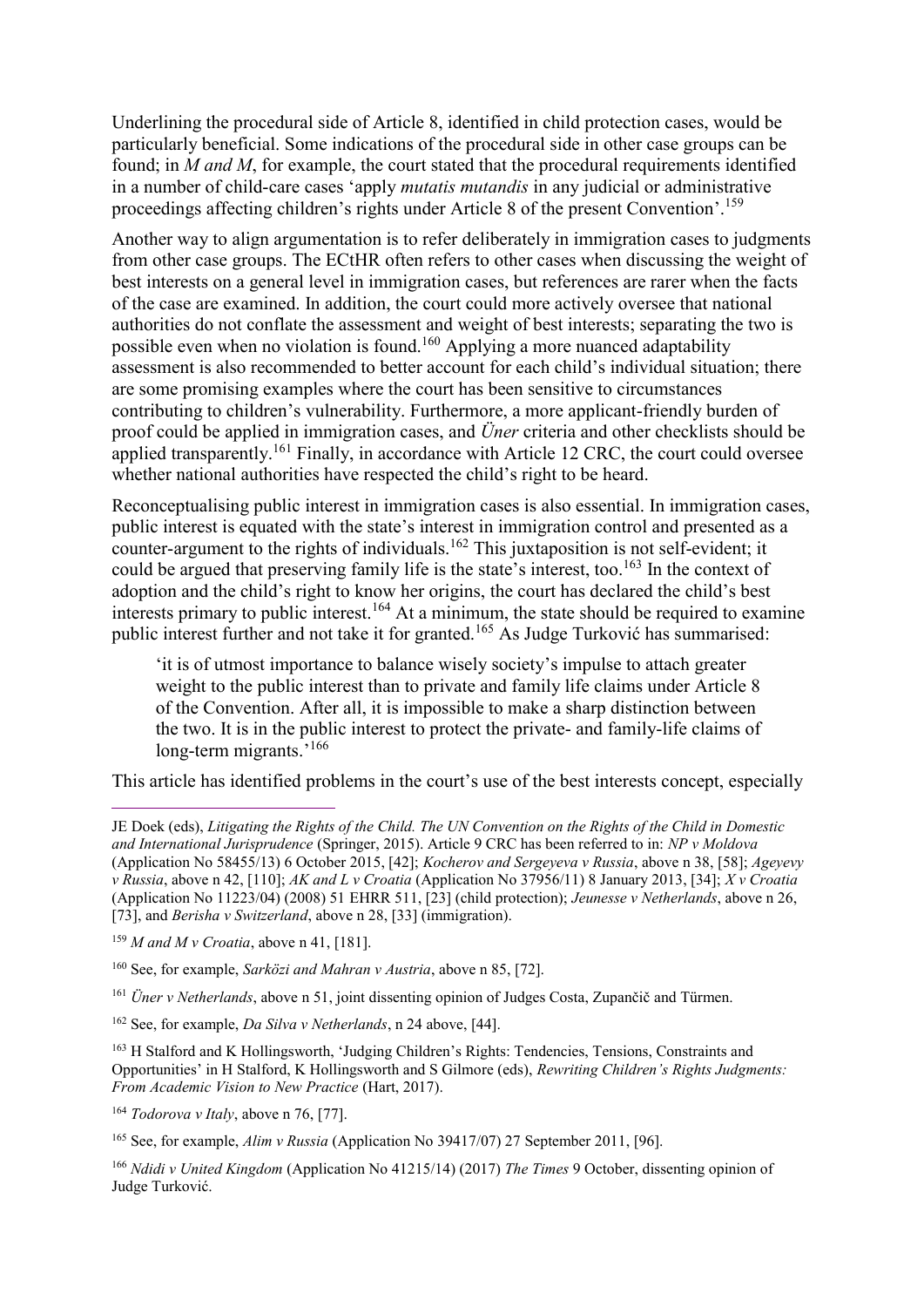Underlining the procedural side of Article 8, identified in child protection cases, would be particularly beneficial. Some indications of the procedural side in other case groups can be found; in *M and M*, for example, the court stated that the procedural requirements identified in a number of child-care cases 'apply *mutatis mutandis* in any judicial or administrative proceedings affecting children's rights under Article 8 of the present Convention'.[159]

Another way to align argumentation is to refer deliberately in immigration cases to judgments from other case groups. The ECtHR often refers to other cases when discussing the weight of best interests on a general level in immigration cases, but references are rarer when the facts of the case are examined. In addition, the court could more actively oversee that national authorities do not conflate the assessment and weight of best interests; separating the two is possible even when no violation is found.[160] Applying a more nuanced adaptability assessment is also recommended to better account for each child's individual situation; there are some promising examples where the court has been sensitive to circumstances contributing to children's vulnerability. Furthermore, a more applicant-friendly burden of proof could be applied in immigration cases, and *Üner* criteria and other checklists should be applied transparently.[161] Finally, in accordance with Article 12 CRC, the court could oversee whether national authorities have respected the child's right to be heard.

Reconceptualising public interest in immigration cases is also essential. In immigration cases, public interest is equated with the state's interest in immigration control and presented as a counter-argument to the rights of individuals.[162] This juxtaposition is not self-evident; it could be argued that preserving family life is the state's interest, too.[163] In the context of adoption and the child's right to know her origins, the court has declared the child's best interests primary to public interest.[164] At a minimum, the state should be required to examine public interest further and not take it for granted.[165] As Judge Turković has summarised:

> 'it is of utmost importance to balance wisely society's impulse to attach greater weight to the public interest than to private and family life claims under Article 8 of the Convention. After all, it is impossible to make a sharp distinction between the two. It is in the public interest to protect the private- and family-life claims of long-term migrants.'[166]

This article has identified problems in the court's use of the best interests concept, especially

---

JE Doek (eds), *Litigating the Rights of the Child. The UN Convention on the Rights of the Child in Domestic and International Jurisprudence* (Springer, 2015). Article 9 CRC has been referred to in: *NP v Moldova* (Application No 58455/13) 6 October 2015, [42]; *Kocherov and Sergeyeva v Russia*, above n 38, [58]; *Ageyevy v Russia*, above n 42, [110]; *AK and L v Croatia* (Application No 37956/11) 8 January 2013, [34]; *X v Croatia* (Application No 11223/04) (2008) 51 EHRR 511, [23] (child protection); *Jeunesse v Netherlands*, above n 26, [73], and *Berisha v Switzerland*, above n 28, [33] (immigration).

[159] *M and M v Croatia*, above n 41, [181].

[160] See, for example, *Sarközi and Mahran v Austria*, above n 85, [72].

[161] *Üner v Netherlands*, above n 51, joint dissenting opinion of Judges Costa, Zupančič and Türmen.

[162] See, for example, *Da Silva v Netherlands*, n 24 above, [44].

[163] H Stalford and K Hollingsworth, 'Judging Children's Rights: Tendencies, Tensions, Constraints and Opportunities' in H Stalford, K Hollingsworth and S Gilmore (eds), *Rewriting Children's Rights Judgments: From Academic Vision to New Practice* (Hart, 2017).

[164] *Todorova v Italy*, above n 76, [77].

[165] See, for example, *Alim v Russia* (Application No 39417/07) 27 September 2011, [96].

[166] *Ndidi v United Kingdom* (Application No 41215/14) (2017) *The Times* 9 October, dissenting opinion of Judge Turković.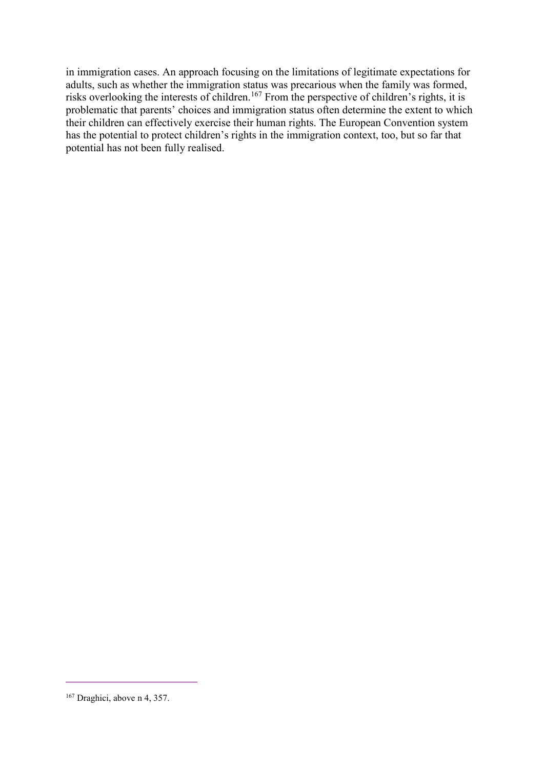in immigration cases. An approach focusing on the limitations of legitimate expectations for adults, such as whether the immigration status was precarious when the family was formed, risks overlooking the interests of children.[167] From the perspective of children's rights, it is problematic that parents' choices and immigration status often determine the extent to which their children can effectively exercise their human rights. The European Convention system has the potential to protect children's rights in the immigration context, too, but so far that potential has not been fully realised.

[167] Draghici, above n 4, 357.